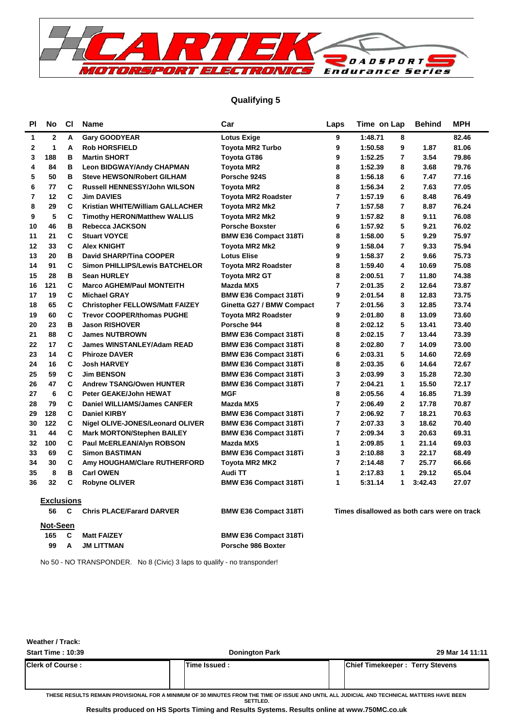CARTEK MOTORSPORT ELECTRONICS ROADSPORTS Endurance Series

## Qualifying 5

| Pl | No | Cl | Name | Car | Laps | Time | on Lap | Behind | MPH |
|---|---|---|---|---|---|---|---|---|---|
| 1 | 2 | A | Gary GOODYEAR | Lotus Exige | 9 | 1:48.71 | 8 | | 82.46 |
| 2 | 1 | A | Rob HORSFIELD | Toyota MR2 Turbo | 9 | 1:50.58 | 9 | 1.87 | 81.06 |
| 3 | 188 | B | Martin SHORT | Toyota GT86 | 9 | 1:52.25 | 7 | 3.54 | 79.86 |
| 4 | 84 | B | Leon BIDGWAY/Andy CHAPMAN | Toyota MR2 | 8 | 1:52.39 | 8 | 3.68 | 79.76 |
| 5 | 50 | B | Steve HEWSON/Robert GILHAM | Porsche 924S | 8 | 1:56.18 | 6 | 7.47 | 77.16 |
| 6 | 77 | C | Russell HENNESSY/John WILSON | Toyota MR2 | 8 | 1:56.34 | 2 | 7.63 | 77.05 |
| 7 | 12 | C | Jim DAVIES | Toyota MR2 Roadster | 7 | 1:57.19 | 6 | 8.48 | 76.49 |
| 8 | 29 | C | Kristian WHITE/William GALLACHER | Toyota MR2 Mk2 | 7 | 1:57.58 | 7 | 8.87 | 76.24 |
| 9 | 5 | C | Timothy HERON/Matthew WALLIS | Toyota MR2 Mk2 | 9 | 1:57.82 | 8 | 9.11 | 76.08 |
| 10 | 46 | B | Rebecca JACKSON | Porsche Boxster | 6 | 1:57.92 | 5 | 9.21 | 76.02 |
| 11 | 21 | C | Stuart VOYCE | BMW E36 Compact 318Ti | 8 | 1:58.00 | 5 | 9.29 | 75.97 |
| 12 | 33 | C | Alex KNIGHT | Toyota MR2 Mk2 | 9 | 1:58.04 | 7 | 9.33 | 75.94 |
| 13 | 20 | B | David SHARP/Tina COOPER | Lotus Elise | 9 | 1:58.37 | 2 | 9.66 | 75.73 |
| 14 | 91 | C | Simon PHILLIPS/Lewis BATCHELOR | Toyota MR2 Roadster | 8 | 1:59.40 | 4 | 10.69 | 75.08 |
| 15 | 28 | B | Sean HURLEY | Toyota MR2 GT | 8 | 2:00.51 | 7 | 11.80 | 74.38 |
| 16 | 121 | C | Marco AGHEM/Paul MONTEITH | Mazda MX5 | 7 | 2:01.35 | 2 | 12.64 | 73.87 |
| 17 | 19 | C | Michael GRAY | BMW E36 Compact 318Ti | 9 | 2:01.54 | 8 | 12.83 | 73.75 |
| 18 | 65 | C | Christopher FELLOWS/Matt FAIZEY | Ginetta G27 / BMW Compact | 7 | 2:01.56 | 3 | 12.85 | 73.74 |
| 19 | 60 | C | Trevor COOPER/thomas PUGHE | Toyota MR2 Roadster | 9 | 2:01.80 | 8 | 13.09 | 73.60 |
| 20 | 23 | B | Jason RISHOVER | Porsche 944 | 8 | 2:02.12 | 5 | 13.41 | 73.40 |
| 21 | 88 | C | James NUTBROWN | BMW E36 Compact 318Ti | 8 | 2:02.15 | 7 | 13.44 | 73.39 |
| 22 | 17 | C | James WINSTANLEY/Adam READ | BMW E36 Compact 318Ti | 8 | 2:02.80 | 7 | 14.09 | 73.00 |
| 23 | 14 | C | Phiroze DAVER | BMW E36 Compact 318Ti | 6 | 2:03.31 | 5 | 14.60 | 72.69 |
| 24 | 16 | C | Josh HARVEY | BMW E36 Compact 318Ti | 8 | 2:03.35 | 6 | 14.64 | 72.67 |
| 25 | 59 | C | Jim BENSON | BMW E36 Compact 318Ti | 3 | 2:03.99 | 3 | 15.28 | 72.30 |
| 26 | 47 | C | Andrew TSANG/Owen HUNTER | BMW E36 Compact 318Ti | 7 | 2:04.21 | 1 | 15.50 | 72.17 |
| 27 | 6 | C | Peter GEAKE/John HEWAT | MGF | 8 | 2:05.56 | 4 | 16.85 | 71.39 |
| 28 | 79 | C | Daniel WILLIAMS/James CANFER | Mazda MX5 | 7 | 2:06.49 | 2 | 17.78 | 70.87 |
| 29 | 128 | C | Daniel KIRBY | BMW E36 Compact 318Ti | 7 | 2:06.92 | 7 | 18.21 | 70.63 |
| 30 | 122 | C | Nigel OLIVE-JONES/Leonard OLIVER | BMW E36 Compact 318Ti | 7 | 2:07.33 | 3 | 18.62 | 70.40 |
| 31 | 44 | C | Mark MORTON/Stephen BAILEY | BMW E36 Compact 318Ti | 7 | 2:09.34 | 3 | 20.63 | 69.31 |
| 32 | 100 | C | Paul McERLEAN/Alyn ROBSON | Mazda MX5 | 1 | 2:09.85 | 1 | 21.14 | 69.03 |
| 33 | 69 | C | Simon BASTIMAN | BMW E36 Compact 318Ti | 3 | 2:10.88 | 3 | 22.17 | 68.49 |
| 34 | 30 | C | Amy HOUGHAM/Clare RUTHERFORD | Toyota MR2 MK2 | 7 | 2:14.48 | 7 | 25.77 | 66.66 |
| 35 | 8 | B | Carl OWEN | Audi TT | 1 | 2:17.83 | 1 | 29.12 | 65.04 |
| 36 | 32 | C | Robyne OLIVER | BMW E36 Compact 318Ti | 1 | 5:31.14 | 1 | 3:42.43 | 27.07 |

**Exclusions**

| No | Cl | Name | Car | |
|---|---|---|---|---|
| 56 | C | Chris PLACE/Farard DARVER | BMW E36 Compact 318Ti | Times disallowed as both cars were on track |

**Not-Seen**

| No | Cl | Name | Car |
|---|---|---|---|
| 165 | C | Matt FAIZEY | BMW E36 Compact 318Ti |
| 99 | A | JM LITTMAN | Porsche 986 Boxter |

No 50 - NO TRANSPONDER. No 8 (Civic) 3 laps to qualify - no transponder!

Weather / Track:

Start Time : 10:39 | Donington Park | 29 Mar 14 11:11

| Clerk of Course : | Time Issued : | Chief Timekeeper : Terry Stevens |
|---|---|---|

THESE RESULTS REMAIN PROVISIONAL FOR A MINIMUM OF 30 MINUTES FROM THE TIME OF ISSUE AND UNTIL ALL JUDICIAL AND TECHNICAL MATTERS HAVE BEEN SETTLED.

Results produced on HS Sports Timing and Results Systems. Results online at www.750MC.co.uk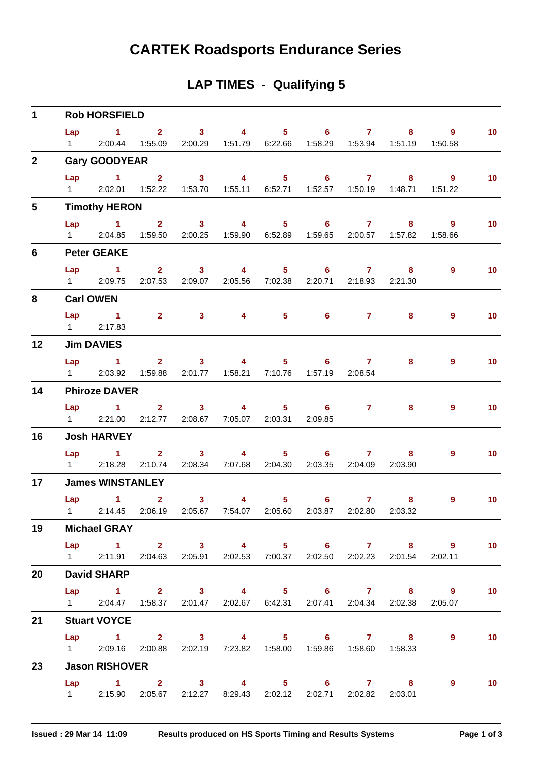# CARTEK Roadsports Endurance Series

## LAP TIMES - Qualifying 5

**1 Rob HORSFIELD**

| Lap | 1 | 2 | 3 | 4 | 5 | 6 | 7 | 8 | 9 | 10 |
|---|---|---|---|---|---|---|---|---|---|---|
| 1 | 2:00.44 | 1:55.09 | 2:00.29 | 1:51.79 | 6:22.66 | 1:58.29 | 1:53.94 | 1:51.19 | 1:50.58 | |

**2 Gary GOODYEAR**

| Lap | 1 | 2 | 3 | 4 | 5 | 6 | 7 | 8 | 9 | 10 |
|---|---|---|---|---|---|---|---|---|---|---|
| 1 | 2:02.01 | 1:52.22 | 1:53.70 | 1:55.11 | 6:52.71 | 1:52.57 | 1:50.19 | 1:48.71 | 1:51.22 | |

**5 Timothy HERON**

| Lap | 1 | 2 | 3 | 4 | 5 | 6 | 7 | 8 | 9 | 10 |
|---|---|---|---|---|---|---|---|---|---|---|
| 1 | 2:04.85 | 1:59.50 | 2:00.25 | 1:59.90 | 6:52.89 | 1:59.65 | 2:00.57 | 1:57.82 | 1:58.66 | |

**6 Peter GEAKE**

| Lap | 1 | 2 | 3 | 4 | 5 | 6 | 7 | 8 | 9 | 10 |
|---|---|---|---|---|---|---|---|---|---|---|
| 1 | 2:09.75 | 2:07.53 | 2:09.07 | 2:05.56 | 7:02.38 | 2:20.71 | 2:18.93 | 2:21.30 | | |

**8 Carl OWEN**

| Lap | 1 | 2 | 3 | 4 | 5 | 6 | 7 | 8 | 9 | 10 |
|---|---|---|---|---|---|---|---|---|---|---|
| 1 | 2:17.83 | | | | | | | | | |

**12 Jim DAVIES**

| Lap | 1 | 2 | 3 | 4 | 5 | 6 | 7 | 8 | 9 | 10 |
|---|---|---|---|---|---|---|---|---|---|---|
| 1 | 2:03.92 | 1:59.88 | 2:01.77 | 1:58.21 | 7:10.76 | 1:57.19 | 2:08.54 | | | |

**14 Phiroze DAVER**

| Lap | 1 | 2 | 3 | 4 | 5 | 6 | 7 | 8 | 9 | 10 |
|---|---|---|---|---|---|---|---|---|---|---|
| 1 | 2:21.00 | 2:12.77 | 2:08.67 | 7:05.07 | 2:03.31 | 2:09.85 | | | | |

**16 Josh HARVEY**

| Lap | 1 | 2 | 3 | 4 | 5 | 6 | 7 | 8 | 9 | 10 |
|---|---|---|---|---|---|---|---|---|---|---|
| 1 | 2:18.28 | 2:10.74 | 2:08.34 | 7:07.68 | 2:04.30 | 2:03.35 | 2:04.09 | 2:03.90 | | |

**17 James WINSTANLEY**

| Lap | 1 | 2 | 3 | 4 | 5 | 6 | 7 | 8 | 9 | 10 |
|---|---|---|---|---|---|---|---|---|---|---|
| 1 | 2:14.45 | 2:06.19 | 2:05.67 | 7:54.07 | 2:05.60 | 2:03.87 | 2:02.80 | 2:03.32 | | |

**19 Michael GRAY**

| Lap | 1 | 2 | 3 | 4 | 5 | 6 | 7 | 8 | 9 | 10 |
|---|---|---|---|---|---|---|---|---|---|---|
| 1 | 2:11.91 | 2:04.63 | 2:05.91 | 2:02.53 | 7:00.37 | 2:02.50 | 2:02.23 | 2:01.54 | 2:02.11 | |

**20 David SHARP**

| Lap | 1 | 2 | 3 | 4 | 5 | 6 | 7 | 8 | 9 | 10 |
|---|---|---|---|---|---|---|---|---|---|---|
| 1 | 2:04.47 | 1:58.37 | 2:01.47 | 2:02.67 | 6:42.31 | 2:07.41 | 2:04.34 | 2:02.38 | 2:05.07 | |

**21 Stuart VOYCE**

| Lap | 1 | 2 | 3 | 4 | 5 | 6 | 7 | 8 | 9 | 10 |
|---|---|---|---|---|---|---|---|---|---|---|
| 1 | 2:09.16 | 2:00.88 | 2:02.19 | 7:23.82 | 1:58.00 | 1:59.86 | 1:58.60 | 1:58.33 | | |

**23 Jason RISHOVER**

| Lap | 1 | 2 | 3 | 4 | 5 | 6 | 7 | 8 | 9 | 10 |
|---|---|---|---|---|---|---|---|---|---|---|
| 1 | 2:15.90 | 2:05.67 | 2:12.27 | 8:29.43 | 2:02.12 | 2:02.71 | 2:02.82 | 2:03.01 | | |

Issued : 29 Mar 14 11:09 Results produced on HS Sports Timing and Results Systems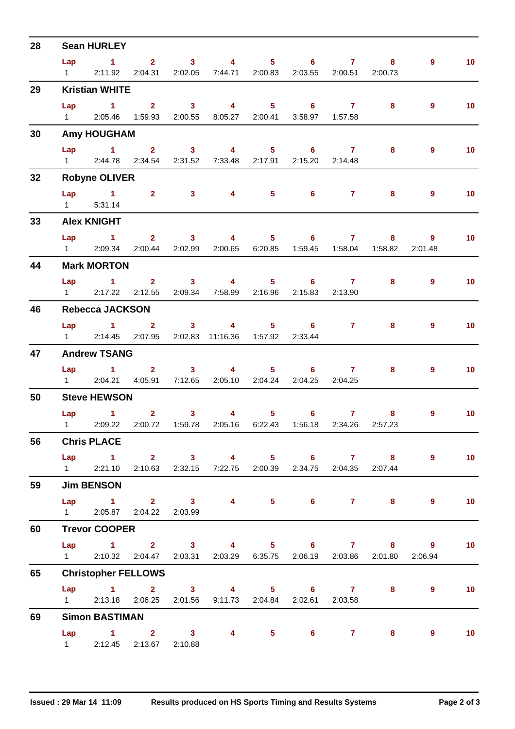## 28 Sean HURLEY

| Lap | 1 | 2 | 3 | 4 | 5 | 6 | 7 | 8 | 9 | 10 |
|---|---|---|---|---|---|---|---|---|---|---|
| 1 | 2:11.92 | 2:04.31 | 2:02.05 | 7:44.71 | 2:00.83 | 2:03.55 | 2:00.51 | 2:00.73 | | |

## 29 Kristian WHITE

| Lap | 1 | 2 | 3 | 4 | 5 | 6 | 7 | 8 | 9 | 10 |
|---|---|---|---|---|---|---|---|---|---|---|
| 1 | 2:05.46 | 1:59.93 | 2:00.55 | 8:05.27 | 2:00.41 | 3:58.97 | 1:57.58 | | | |

## 30 Amy HOUGHAM

| Lap | 1 | 2 | 3 | 4 | 5 | 6 | 7 | 8 | 9 | 10 |
|---|---|---|---|---|---|---|---|---|---|---|
| 1 | 2:44.78 | 2:34.54 | 2:31.52 | 7:33.48 | 2:17.91 | 2:15.20 | 2:14.48 | | | |

## 32 Robyne OLIVER

| Lap | 1 | 2 | 3 | 4 | 5 | 6 | 7 | 8 | 9 | 10 |
|---|---|---|---|---|---|---|---|---|---|---|
| 1 | 5:31.14 | | | | | | | | | |

## 33 Alex KNIGHT

| Lap | 1 | 2 | 3 | 4 | 5 | 6 | 7 | 8 | 9 | 10 |
|---|---|---|---|---|---|---|---|---|---|---|
| 1 | 2:09.34 | 2:00.44 | 2:02.99 | 2:00.65 | 6:20.85 | 1:59.45 | 1:58.04 | 1:58.82 | 2:01.48 | |

## 44 Mark MORTON

| Lap | 1 | 2 | 3 | 4 | 5 | 6 | 7 | 8 | 9 | 10 |
|---|---|---|---|---|---|---|---|---|---|---|
| 1 | 2:17.22 | 2:12.55 | 2:09.34 | 7:58.99 | 2:16.96 | 2:15.83 | 2:13.90 | | | |

## 46 Rebecca JACKSON

| Lap | 1 | 2 | 3 | 4 | 5 | 6 | 7 | 8 | 9 | 10 |
|---|---|---|---|---|---|---|---|---|---|---|
| 1 | 2:14.45 | 2:07.95 | 2:02.83 | 11:16.36 | 1:57.92 | 2:33.44 | | | | |

## 47 Andrew TSANG

| Lap | 1 | 2 | 3 | 4 | 5 | 6 | 7 | 8 | 9 | 10 |
|---|---|---|---|---|---|---|---|---|---|---|
| 1 | 2:04.21 | 4:05.91 | 7:12.65 | 2:05.10 | 2:04.24 | 2:04.25 | 2:04.25 | | | |

## 50 Steve HEWSON

| Lap | 1 | 2 | 3 | 4 | 5 | 6 | 7 | 8 | 9 | 10 |
|---|---|---|---|---|---|---|---|---|---|---|
| 1 | 2:09.22 | 2:00.72 | 1:59.78 | 2:05.16 | 6:22.43 | 1:56.18 | 2:34.26 | 2:57.23 | | |

## 56 Chris PLACE

| Lap | 1 | 2 | 3 | 4 | 5 | 6 | 7 | 8 | 9 | 10 |
|---|---|---|---|---|---|---|---|---|---|---|
| 1 | 2:21.10 | 2:10.63 | 2:32.15 | 7:22.75 | 2:00.39 | 2:34.75 | 2:04.35 | 2:07.44 | | |

## 59 Jim BENSON

| Lap | 1 | 2 | 3 | 4 | 5 | 6 | 7 | 8 | 9 | 10 |
|---|---|---|---|---|---|---|---|---|---|---|
| 1 | 2:05.87 | 2:04.22 | 2:03.99 | | | | | | | |

## 60 Trevor COOPER

| Lap | 1 | 2 | 3 | 4 | 5 | 6 | 7 | 8 | 9 | 10 |
|---|---|---|---|---|---|---|---|---|---|---|
| 1 | 2:10.32 | 2:04.47 | 2:03.31 | 2:03.29 | 6:35.75 | 2:06.19 | 2:03.86 | 2:01.80 | 2:06.94 | |

## 65 Christopher FELLOWS

| Lap | 1 | 2 | 3 | 4 | 5 | 6 | 7 | 8 | 9 | 10 |
|---|---|---|---|---|---|---|---|---|---|---|
| 1 | 2:13.18 | 2:06.25 | 2:01.56 | 9:11.73 | 2:04.84 | 2:02.61 | 2:03.58 | | | |

## 69 Simon BASTIMAN

| Lap | 1 | 2 | 3 | 4 | 5 | 6 | 7 | 8 | 9 | 10 |
|---|---|---|---|---|---|---|---|---|---|---|
| 1 | 2:12.45 | 2:13.67 | 2:10.88 | | | | | | | |

**Issued : 29 Mar 14 11:09** **Results produced on HS Sports Timing and Results Systems**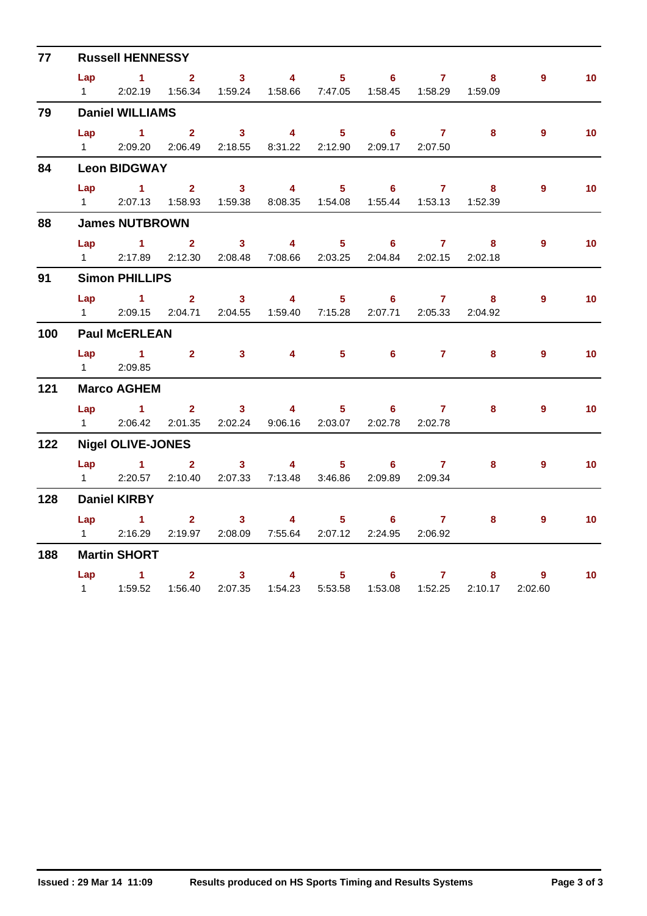## 77 Russell HENNESSY

| Lap | 1 | 2 | 3 | 4 | 5 | 6 | 7 | 8 | 9 | 10 |
|---|---|---|---|---|---|---|---|---|---|---|
| 1 | 2:02.19 | 1:56.34 | 1:59.24 | 1:58.66 | 7:47.05 | 1:58.45 | 1:58.29 | 1:59.09 | | |

## 79 Daniel WILLIAMS

| Lap | 1 | 2 | 3 | 4 | 5 | 6 | 7 | 8 | 9 | 10 |
|---|---|---|---|---|---|---|---|---|---|---|
| 1 | 2:09.20 | 2:06.49 | 2:18.55 | 8:31.22 | 2:12.90 | 2:09.17 | 2:07.50 | | | |

## 84 Leon BIDGWAY

| Lap | 1 | 2 | 3 | 4 | 5 | 6 | 7 | 8 | 9 | 10 |
|---|---|---|---|---|---|---|---|---|---|---|
| 1 | 2:07.13 | 1:58.93 | 1:59.38 | 8:08.35 | 1:54.08 | 1:55.44 | 1:53.13 | 1:52.39 | | |

## 88 James NUTBROWN

| Lap | 1 | 2 | 3 | 4 | 5 | 6 | 7 | 8 | 9 | 10 |
|---|---|---|---|---|---|---|---|---|---|---|
| 1 | 2:17.89 | 2:12.30 | 2:08.48 | 7:08.66 | 2:03.25 | 2:04.84 | 2:02.15 | 2:02.18 | | |

## 91 Simon PHILLIPS

| Lap | 1 | 2 | 3 | 4 | 5 | 6 | 7 | 8 | 9 | 10 |
|---|---|---|---|---|---|---|---|---|---|---|
| 1 | 2:09.15 | 2:04.71 | 2:04.55 | 1:59.40 | 7:15.28 | 2:07.71 | 2:05.33 | 2:04.92 | | |

## 100 Paul McERLEAN

| Lap | 1 | 2 | 3 | 4 | 5 | 6 | 7 | 8 | 9 | 10 |
|---|---|---|---|---|---|---|---|---|---|---|
| 1 | 2:09.85 | | | | | | | | | |

## 121 Marco AGHEM

| Lap | 1 | 2 | 3 | 4 | 5 | 6 | 7 | 8 | 9 | 10 |
|---|---|---|---|---|---|---|---|---|---|---|
| 1 | 2:06.42 | 2:01.35 | 2:02.24 | 9:06.16 | 2:03.07 | 2:02.78 | 2:02.78 | | | |

## 122 Nigel OLIVE-JONES

| Lap | 1 | 2 | 3 | 4 | 5 | 6 | 7 | 8 | 9 | 10 |
|---|---|---|---|---|---|---|---|---|---|---|
| 1 | 2:20.57 | 2:10.40 | 2:07.33 | 7:13.48 | 3:46.86 | 2:09.89 | 2:09.34 | | | |

## 128 Daniel KIRBY

| Lap | 1 | 2 | 3 | 4 | 5 | 6 | 7 | 8 | 9 | 10 |
|---|---|---|---|---|---|---|---|---|---|---|
| 1 | 2:16.29 | 2:19.97 | 2:08.09 | 7:55.64 | 2:07.12 | 2:24.95 | 2:06.92 | | | |

## 188 Martin SHORT

| Lap | 1 | 2 | 3 | 4 | 5 | 6 | 7 | 8 | 9 | 10 |
|---|---|---|---|---|---|---|---|---|---|---|
| 1 | 1:59.52 | 1:56.40 | 2:07.35 | 1:54.23 | 5:53.58 | 1:53.08 | 1:52.25 | 2:10.17 | 2:02.60 | |

Issued : 29 Mar 14 11:09 Results produced on HS Sports Timing and Results Systems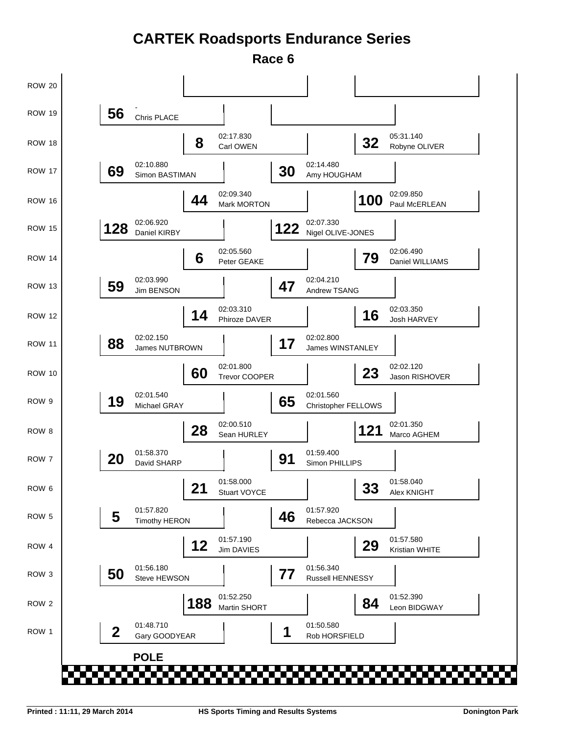# CARTEK Roadsports Endurance Series

## Race 6

| Row | No. | Driver | Time | No. | Driver | Time |
|---|---|---|---|---|---|---|
| ROW 20 | | | | | | |
| ROW 19 | 56 | Chris PLACE | - | | | |
| ROW 18 | 8 | Carl OWEN | 02:17.830 | 32 | Robyne OLIVER | 05:31.140 |
| ROW 17 | 69 | Simon BASTIMAN | 02:10.880 | 30 | Amy HOUGHAM | 02:14.480 |
| ROW 16 | 44 | Mark MORTON | 02:09.340 | 100 | Paul McERLEAN | 02:09.850 |
| ROW 15 | 128 | Daniel KIRBY | 02:06.920 | 122 | Nigel OLIVE-JONES | 02:07.330 |
| ROW 14 | 6 | Peter GEAKE | 02:05.560 | 79 | Daniel WILLIAMS | 02:06.490 |
| ROW 13 | 59 | Jim BENSON | 02:03.990 | 47 | Andrew TSANG | 02:04.210 |
| ROW 12 | 14 | Phiroze DAVER | 02:03.310 | 16 | Josh HARVEY | 02:03.350 |
| ROW 11 | 88 | James NUTBROWN | 02:02.150 | 17 | James WINSTANLEY | 02:02.800 |
| ROW 10 | 60 | Trevor COOPER | 02:01.800 | 23 | Jason RISHOVER | 02:02.120 |
| ROW 9 | 19 | Michael GRAY | 02:01.540 | 65 | Christopher FELLOWS | 02:01.560 |
| ROW 8 | 28 | Sean HURLEY | 02:00.510 | 121 | Marco AGHEM | 02:01.350 |
| ROW 7 | 20 | David SHARP | 01:58.370 | 91 | Simon PHILLIPS | 01:59.400 |
| ROW 6 | 21 | Stuart VOYCE | 01:58.000 | 33 | Alex KNIGHT | 01:58.040 |
| ROW 5 | 5 | Timothy HERON | 01:57.820 | 46 | Rebecca JACKSON | 01:57.920 |
| ROW 4 | 12 | Jim DAVIES | 01:57.190 | 29 | Kristian WHITE | 01:57.580 |
| ROW 3 | 50 | Steve HEWSON | 01:56.180 | 77 | Russell HENNESSY | 01:56.340 |
| ROW 2 | 188 | Martin SHORT | 01:52.250 | 84 | Leon BIDGWAY | 01:52.390 |
| ROW 1 | 2 | Gary GOODYEAR | 01:48.710 | 1 | Rob HORSFIELD | 01:50.580 |

**POLE**

Printed : 11:11, 29 March 2014 &nbsp;&nbsp;&nbsp; HS Sports Timing and Results Systems &nbsp;&nbsp;&nbsp; Donington Park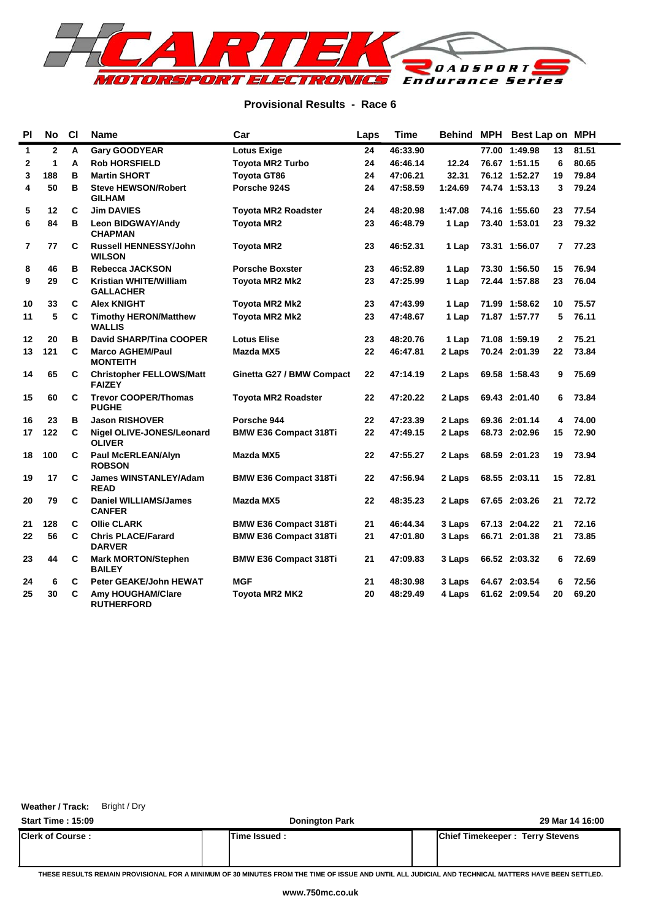## Provisional Results - Race 6

| Pl | No | Cl | Name | Car | Laps | Time | Behind | MPH | Best Lap | on | MPH |
|---|---|---|---|---|---|---|---|---|---|---|---|
| 1 | 2 | A | Gary GOODYEAR | Lotus Exige | 24 | 46:33.90 | | 77.00 | 1:49.98 | 13 | 81.51 |
| 2 | 1 | A | Rob HORSFIELD | Toyota MR2 Turbo | 24 | 46:46.14 | 12.24 | 76.67 | 1:51.15 | 6 | 80.65 |
| 3 | 188 | B | Martin SHORT | Toyota GT86 | 24 | 47:06.21 | 32.31 | 76.12 | 1:52.27 | 19 | 79.84 |
| 4 | 50 | B | Steve HEWSON/Robert GILHAM | Porsche 924S | 24 | 47:58.59 | 1:24.69 | 74.74 | 1:53.13 | 3 | 79.24 |
| 5 | 12 | C | Jim DAVIES | Toyota MR2 Roadster | 24 | 48:20.98 | 1:47.08 | 74.16 | 1:55.60 | 23 | 77.54 |
| 6 | 84 | B | Leon BIDGWAY/Andy CHAPMAN | Toyota MR2 | 23 | 46:48.79 | 1 Lap | 73.40 | 1:53.01 | 23 | 79.32 |
| 7 | 77 | C | Russell HENNESSY/John WILSON | Toyota MR2 | 23 | 46:52.31 | 1 Lap | 73.31 | 1:56.07 | 7 | 77.23 |
| 8 | 46 | B | Rebecca JACKSON | Porsche Boxster | 23 | 46:52.89 | 1 Lap | 73.30 | 1:56.50 | 15 | 76.94 |
| 9 | 29 | C | Kristian WHITE/William GALLACHER | Toyota MR2 Mk2 | 23 | 47:25.99 | 1 Lap | 72.44 | 1:57.88 | 23 | 76.04 |
| 10 | 33 | C | Alex KNIGHT | Toyota MR2 Mk2 | 23 | 47:43.99 | 1 Lap | 71.99 | 1:58.62 | 10 | 75.57 |
| 11 | 5 | C | Timothy HERON/Matthew WALLIS | Toyota MR2 Mk2 | 23 | 47:48.67 | 1 Lap | 71.87 | 1:57.77 | 5 | 76.11 |
| 12 | 20 | B | David SHARP/Tina COOPER | Lotus Elise | 23 | 48:20.76 | 1 Lap | 71.08 | 1:59.19 | 2 | 75.21 |
| 13 | 121 | C | Marco AGHEM/Paul MONTEITH | Mazda MX5 | 22 | 46:47.81 | 2 Laps | 70.24 | 2:01.39 | 22 | 73.84 |
| 14 | 65 | C | Christopher FELLOWS/Matt FAIZEY | Ginetta G27 / BMW Compact | 22 | 47:14.19 | 2 Laps | 69.58 | 1:58.43 | 9 | 75.69 |
| 15 | 60 | C | Trevor COOPER/Thomas PUGHE | Toyota MR2 Roadster | 22 | 47:20.22 | 2 Laps | 69.43 | 2:01.40 | 6 | 73.84 |
| 16 | 23 | B | Jason RISHOVER | Porsche 944 | 22 | 47:23.39 | 2 Laps | 69.36 | 2:01.14 | 4 | 74.00 |
| 17 | 122 | C | Nigel OLIVE-JONES/Leonard OLIVER | BMW E36 Compact 318Ti | 22 | 47:49.15 | 2 Laps | 68.73 | 2:02.96 | 15 | 72.90 |
| 18 | 100 | C | Paul McERLEAN/Alyn ROBSON | Mazda MX5 | 22 | 47:55.27 | 2 Laps | 68.59 | 2:01.23 | 19 | 73.94 |
| 19 | 17 | C | James WINSTANLEY/Adam READ | BMW E36 Compact 318Ti | 22 | 47:56.94 | 2 Laps | 68.55 | 2:03.11 | 15 | 72.81 |
| 20 | 79 | C | Daniel WILLIAMS/James CANFER | Mazda MX5 | 22 | 48:35.23 | 2 Laps | 67.65 | 2:03.26 | 21 | 72.72 |
| 21 | 128 | C | Ollie CLARK | BMW E36 Compact 318Ti | 21 | 46:44.34 | 3 Laps | 67.13 | 2:04.22 | 21 | 72.16 |
| 22 | 56 | C | Chris PLACE/Farard DARVER | BMW E36 Compact 318Ti | 21 | 47:01.80 | 3 Laps | 66.71 | 2:01.38 | 21 | 73.85 |
| 23 | 44 | C | Mark MORTON/Stephen BAILEY | BMW E36 Compact 318Ti | 21 | 47:09.83 | 3 Laps | 66.52 | 2:03.32 | 6 | 72.69 |
| 24 | 6 | C | Peter GEAKE/John HEWAT | MGF | 21 | 48:30.98 | 3 Laps | 64.67 | 2:03.54 | 6 | 72.56 |
| 25 | 30 | C | Amy HOUGHAM/Clare RUTHERFORD | Toyota MR2 MK2 | 20 | 48:29.49 | 4 Laps | 61.62 | 2:09.54 | 20 | 69.20 |

**Weather / Track:** Bright / Dry

**Start Time : 15:09** | **Donington Park** | **29 Mar 14 16:00**

| Clerk of Course : | Time Issued : | Chief Timekeeper : Terry Stevens |
|---|---|---|
| | | |

THESE RESULTS REMAIN PROVISIONAL FOR A MINIMUM OF 30 MINUTES FROM THE TIME OF ISSUE AND UNTIL ALL JUDICIAL AND TECHNICAL MATTERS HAVE BEEN SETTLED.

www.750mc.co.uk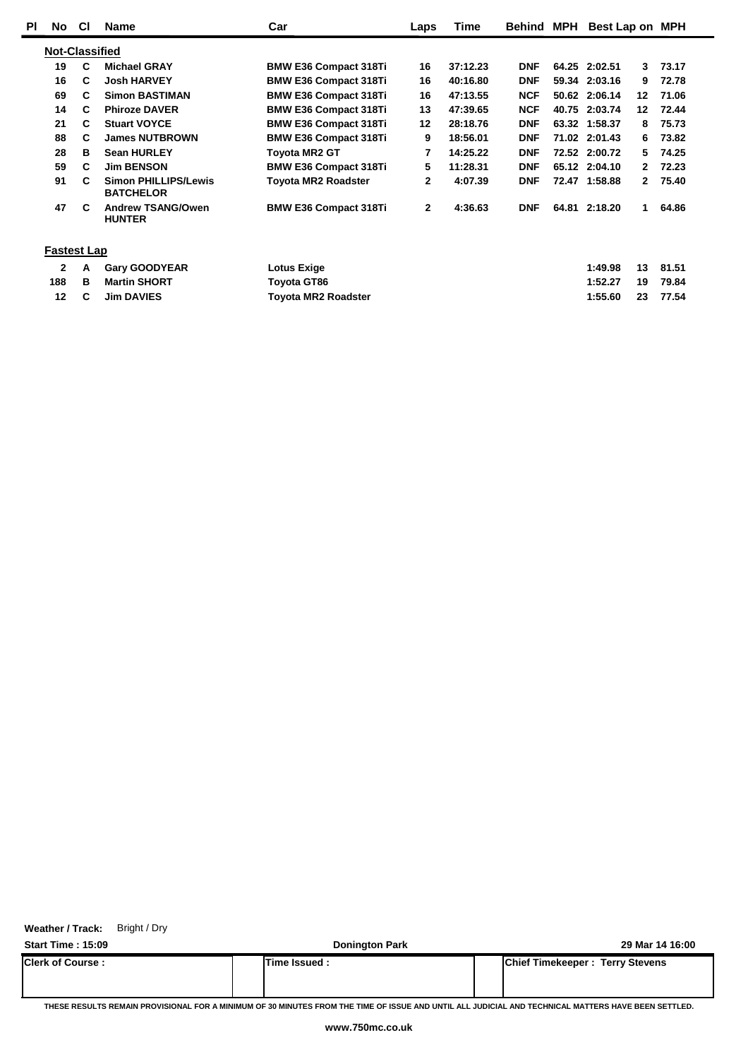| Pl | No | Cl | Name | Car | Laps | Time | Behind | MPH | Best Lap | on | MPH |
|---|---|---|---|---|---|---|---|---|---|---|---|
| **Not-Classified** | | | | | | | | | | | |
| | 19 | C | Michael GRAY | BMW E36 Compact 318Ti | 16 | 37:12.23 | DNF | 64.25 | 2:02.51 | 3 | 73.17 |
| | 16 | C | Josh HARVEY | BMW E36 Compact 318Ti | 16 | 40:16.80 | DNF | 59.34 | 2:03.16 | 9 | 72.78 |
| | 69 | C | Simon BASTIMAN | BMW E36 Compact 318Ti | 16 | 47:13.55 | NCF | 50.62 | 2:06.14 | 12 | 71.06 |
| | 14 | C | Phiroze DAVER | BMW E36 Compact 318Ti | 13 | 47:39.65 | NCF | 40.75 | 2:03.74 | 12 | 72.44 |
| | 21 | C | Stuart VOYCE | BMW E36 Compact 318Ti | 12 | 28:18.76 | DNF | 63.32 | 1:58.37 | 8 | 75.73 |
| | 88 | C | James NUTBROWN | BMW E36 Compact 318Ti | 9 | 18:56.01 | DNF | 71.02 | 2:01.43 | 6 | 73.82 |
| | 28 | B | Sean HURLEY | Toyota MR2 GT | 7 | 14:25.22 | DNF | 72.52 | 2:00.72 | 5 | 74.25 |
| | 59 | C | Jim BENSON | BMW E36 Compact 318Ti | 5 | 11:28.31 | DNF | 65.12 | 2:04.10 | 2 | 72.23 |
| | 91 | C | Simon PHILLIPS/Lewis BATCHELOR | Toyota MR2 Roadster | 2 | 4:07.39 | DNF | 72.47 | 1:58.88 | 2 | 75.40 |
| | 47 | C | Andrew TSANG/Owen HUNTER | BMW E36 Compact 318Ti | 2 | 4:36.63 | DNF | 64.81 | 2:18.20 | 1 | 64.86 |

**Fastest Lap**

| No | Cl | Name | Car | Best Lap | on | MPH |
|---|---|---|---|---|---|---|
| 2 | A | Gary GOODYEAR | Lotus Exige | 1:49.98 | 13 | 81.51 |
| 188 | B | Martin SHORT | Toyota GT86 | 1:52.27 | 19 | 79.84 |
| 12 | C | Jim DAVIES | Toyota MR2 Roadster | 1:55.60 | 23 | 77.54 |

**Weather / Track:** Bright / Dry

**Start Time : 15:09** | **Donington Park** | **29 Mar 14 16:00**

| Clerk of Course : | Time Issued : | Chief Timekeeper : Terry Stevens |
|---|---|---|

THESE RESULTS REMAIN PROVISIONAL FOR A MINIMUM OF 30 MINUTES FROM THE TIME OF ISSUE AND UNTIL ALL JUDICIAL AND TECHNICAL MATTERS HAVE BEEN SETTLED.

www.750mc.co.uk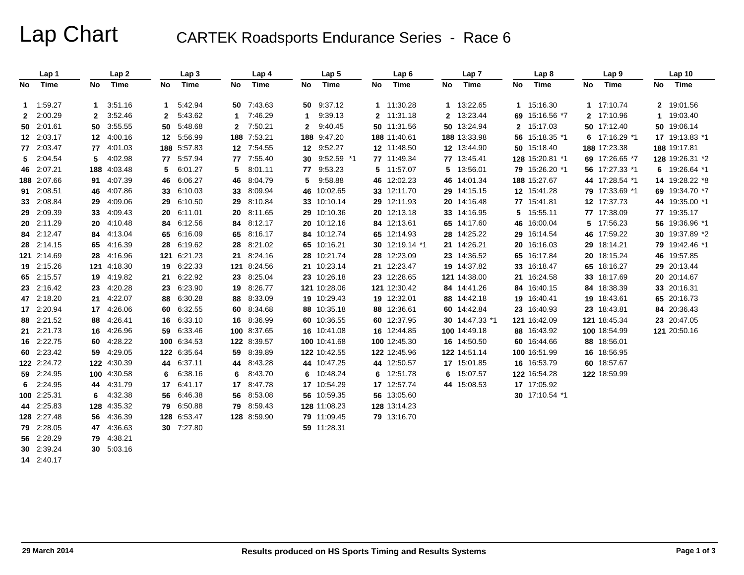# Lap Chart

## CARTEK Roadsports Endurance Series - Race 6

| Lap 1 | | Lap 2 | | Lap 3 | | Lap 4 | | Lap 5 | | Lap 6 | | Lap 7 | | Lap 8 | | Lap 9 | | Lap 10 | |
|---|---|---|---|---|---|---|---|---|---|---|---|---|---|---|---|---|---|---|---|
| No | Time | No | Time | No | Time | No | Time | No | Time | No | Time | No | Time | No | Time | No | Time | No | Time |
| 1 | 1:59.27 | 1 | 3:51.16 | 1 | 5:42.94 | 50 | 7:43.63 | 50 | 9:37.12 | 1 | 11:30.28 | 1 | 13:22.65 | 1 | 15:16.30 | 1 | 17:10.74 | 2 | 19:01.56 |
| 2 | 2:00.29 | 2 | 3:52.46 | 2 | 5:43.62 | 1 | 7:46.29 | 1 | 9:39.13 | 2 | 11:31.18 | 2 | 13:23.44 | 69 | 15:16.56 *7 | 2 | 17:10.96 | 1 | 19:03.40 |
| 50 | 2:01.61 | 50 | 3:55.55 | 50 | 5:48.68 | 2 | 7:50.21 | 2 | 9:40.45 | 50 | 11:31.56 | 50 | 13:24.94 | 2 | 15:17.03 | 50 | 17:12.40 | 50 | 19:06.14 |
| 12 | 2:03.17 | 12 | 4:00.16 | 12 | 5:56.99 | 188 | 7:53.21 | 188 | 9:47.20 | 188 | 11:40.61 | 188 | 13:33.98 | 56 | 15:18.35 *1 | 6 | 17:16.29 *1 | 17 | 19:13.83 *1 |
| 77 | 2:03.47 | 77 | 4:01.03 | 188 | 5:57.83 | 12 | 7:54.55 | 12 | 9:52.27 | 12 | 11:48.50 | 12 | 13:44.90 | 50 | 15:18.40 | 188 | 17:23.38 | 188 | 19:17.81 |
| 5 | 2:04.54 | 5 | 4:02.98 | 77 | 5:57.94 | 77 | 7:55.40 | 30 | 9:52.59 *1 | 77 | 11:49.34 | 77 | 13:45.41 | 128 | 15:20.81 *1 | 69 | 17:26.65 *7 | 128 | 19:26.31 *2 |
| 46 | 2:07.21 | 188 | 4:03.48 | 5 | 6:01.27 | 5 | 8:01.11 | 77 | 9:53.23 | 5 | 11:57.07 | 5 | 13:56.01 | 79 | 15:26.20 *1 | 56 | 17:27.33 *1 | 6 | 19:26.64 *1 |
| 188 | 2:07.66 | 91 | 4:07.39 | 46 | 6:06.27 | 46 | 8:04.79 | 5 | 9:58.88 | 46 | 12:02.23 | 46 | 14:01.34 | 188 | 15:27.67 | 44 | 17:28.54 *1 | 14 | 19:28.22 *8 |
| 91 | 2:08.51 | 46 | 4:07.86 | 33 | 6:10.03 | 33 | 8:09.94 | 46 | 10:02.65 | 33 | 12:11.70 | 29 | 14:15.15 | 12 | 15:41.28 | 79 | 17:33.69 *1 | 69 | 19:34.70 *7 |
| 33 | 2:08.84 | 29 | 4:09.06 | 29 | 6:10.50 | 29 | 8:10.84 | 33 | 10:10.14 | 29 | 12:11.93 | 20 | 14:16.48 | 77 | 15:41.81 | 12 | 17:37.73 | 44 | 19:35.00 *1 |
| 29 | 2:09.39 | 33 | 4:09.43 | 20 | 6:11.01 | 20 | 8:11.65 | 29 | 10:10.36 | 20 | 12:13.18 | 33 | 14:16.95 | 5 | 15:55.11 | 77 | 17:38.09 | 77 | 19:35.17 |
| 20 | 2:11.29 | 20 | 4:10.48 | 84 | 6:12.56 | 84 | 8:12.17 | 20 | 10:12.16 | 84 | 12:13.61 | 65 | 14:17.60 | 46 | 16:00.04 | 5 | 17:56.23 | 56 | 19:36.96 *1 |
| 84 | 2:12.47 | 84 | 4:13.04 | 65 | 6:16.09 | 65 | 8:16.17 | 84 | 10:12.74 | 65 | 12:14.93 | 28 | 14:25.22 | 29 | 16:14.54 | 46 | 17:59.22 | 30 | 19:37.89 *2 |
| 28 | 2:14.15 | 65 | 4:16.39 | 28 | 6:19.62 | 28 | 8:21.02 | 65 | 10:16.21 | 30 | 12:19.14 *1 | 21 | 14:26.21 | 20 | 16:16.03 | 29 | 18:14.21 | 79 | 19:42.46 *1 |
| 121 | 2:14.69 | 28 | 4:16.96 | 121 | 6:21.23 | 21 | 8:24.16 | 28 | 10:21.74 | 28 | 12:23.09 | 23 | 14:36.52 | 65 | 16:17.84 | 20 | 18:15.24 | 46 | 19:57.85 |
| 19 | 2:15.26 | 121 | 4:18.30 | 19 | 6:22.33 | 121 | 8:24.56 | 21 | 10:23.14 | 21 | 12:23.47 | 19 | 14:37.82 | 33 | 16:18.47 | 65 | 18:16.27 | 29 | 20:13.44 |
| 65 | 2:15.57 | 19 | 4:19.82 | 21 | 6:22.92 | 23 | 8:25.04 | 23 | 10:26.18 | 23 | 12:28.65 | 121 | 14:38.00 | 21 | 16:24.58 | 33 | 18:17.69 | 20 | 20:14.67 |
| 23 | 2:16.42 | 23 | 4:20.28 | 23 | 6:23.90 | 19 | 8:26.77 | 121 | 10:28.06 | 121 | 12:30.42 | 84 | 14:41.26 | 84 | 16:40.15 | 84 | 18:38.39 | 33 | 20:16.31 |
| 47 | 2:18.20 | 21 | 4:22.07 | 88 | 6:30.28 | 88 | 8:33.09 | 19 | 10:29.43 | 19 | 12:32.01 | 88 | 14:42.18 | 19 | 16:40.41 | 19 | 18:43.61 | 65 | 20:16.73 |
| 17 | 2:20.94 | 17 | 4:26.06 | 60 | 6:32.55 | 60 | 8:34.68 | 88 | 10:35.18 | 88 | 12:36.61 | 60 | 14:42.84 | 23 | 16:40.93 | 23 | 18:43.81 | 84 | 20:36.43 |
| 88 | 2:21.52 | 88 | 4:26.41 | 16 | 6:33.10 | 16 | 8:36.99 | 60 | 10:36.55 | 60 | 12:37.95 | 30 | 14:47.33 *1 | 121 | 16:42.09 | 121 | 18:45.34 | 23 | 20:47.05 |
| 21 | 2:21.73 | 16 | 4:26.96 | 59 | 6:33.46 | 100 | 8:37.65 | 16 | 10:41.08 | 16 | 12:44.85 | 100 | 14:49.18 | 88 | 16:43.92 | 100 | 18:54.99 | 121 | 20:50.16 |
| 16 | 2:22.75 | 60 | 4:28.22 | 100 | 6:34.53 | 122 | 8:39.57 | 100 | 10:41.68 | 100 | 12:45.30 | 16 | 14:50.50 | 60 | 16:44.66 | 88 | 18:56.01 | | |
| 60 | 2:23.42 | 59 | 4:29.05 | 122 | 6:35.64 | 59 | 8:39.89 | 122 | 10:42.55 | 122 | 12:45.96 | 122 | 14:51.14 | 100 | 16:51.99 | 16 | 18:56.95 | | |
| 122 | 2:24.72 | 122 | 4:30.39 | 44 | 6:37.11 | 44 | 8:43.28 | 44 | 10:47.25 | 44 | 12:50.57 | 17 | 15:01.85 | 16 | 16:53.79 | 60 | 18:57.67 | | |
| 59 | 2:24.95 | 100 | 4:30.58 | 6 | 6:38.16 | 6 | 8:43.70 | 6 | 10:48.24 | 6 | 12:51.78 | 6 | 15:07.57 | 122 | 16:54.28 | 122 | 18:59.99 | | |
| 6 | 2:24.95 | 44 | 4:31.79 | 17 | 6:41.17 | 17 | 8:47.78 | 17 | 10:54.29 | 17 | 12:57.74 | 44 | 15:08.53 | 17 | 17:05.92 | | | | |
| 100 | 2:25.31 | 6 | 4:32.38 | 56 | 6:46.38 | 56 | 8:53.08 | 56 | 10:59.35 | 56 | 13:05.60 | | | 30 | 17:10.54 *1 | | | | |
| 44 | 2:25.83 | 128 | 4:35.32 | 79 | 6:50.88 | 79 | 8:59.43 | 128 | 11:08.23 | 128 | 13:14.23 | | | | | | | | |
| 128 | 2:27.48 | 56 | 4:36.39 | 128 | 6:53.47 | 128 | 8:59.90 | 79 | 11:09.45 | 79 | 13:16.70 | | | | | | | | |
| 79 | 2:28.05 | 47 | 4:36.63 | 30 | 7:27.80 | | | 59 | 11:28.31 | | | | | | | | | | |
| 56 | 2:28.29 | 79 | 4:38.21 | | | | | | | | | | | | | | | | |
| 30 | 2:39.24 | 30 | 5:03.16 | | | | | | | | | | | | | | | | |
| 14 | 2:40.17 | | | | | | | | | | | | | | | | | | |

29 March 2014

Results produced on HS Sports Timing and Results Systems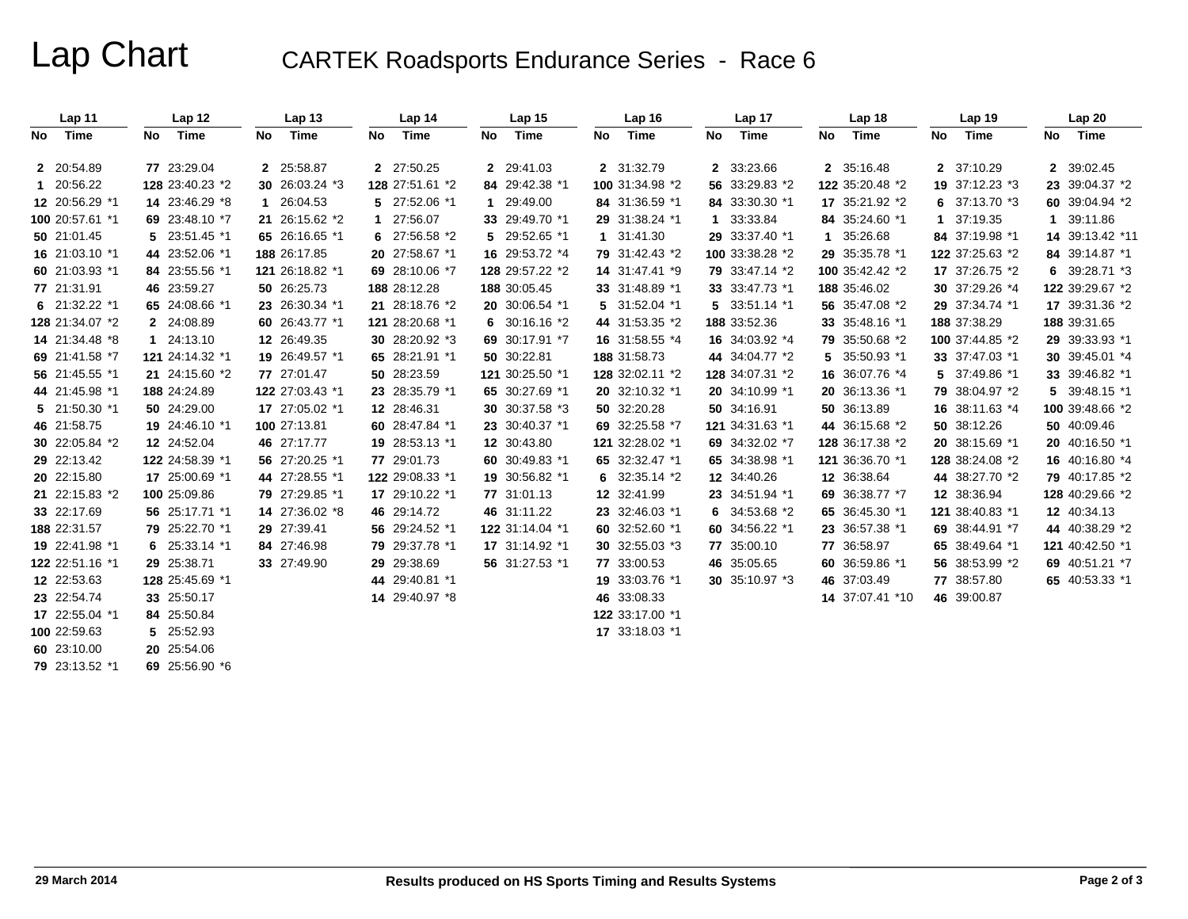# Lap Chart

## CARTEK Roadsports Endurance Series - Race 6

| Lap 11 | | Lap 12 | | Lap 13 | | Lap 14 | | Lap 15 | | Lap 16 | | Lap 17 | | Lap 18 | | Lap 19 | | Lap 20 | |
|---|---|---|---|---|---|---|---|---|---|---|---|---|---|---|---|---|---|---|---|
| No | Time | No | Time | No | Time | No | Time | No | Time | No | Time | No | Time | No | Time | No | Time | No | Time |
| 2 | 20:54.89 | 77 | 23:29.04 | 2 | 25:58.87 | 2 | 27:50.25 | 2 | 29:41.03 | 2 | 31:32.79 | 2 | 33:23.66 | 2 | 35:16.48 | 2 | 37:10.29 | 2 | 39:02.45 |
| 1 | 20:56.22 | 128 | 23:40.23 *2 | 30 | 26:03.24 *3 | 128 | 27:51.61 *2 | 84 | 29:42.38 *1 | 100 | 31:34.98 *2 | 56 | 33:29.83 *2 | 122 | 35:20.48 *2 | 19 | 37:12.23 *3 | 23 | 39:04.37 *2 |
| 12 | 20:56.29 *1 | 14 | 23:46.29 *8 | 1 | 26:04.53 | 5 | 27:52.06 *1 | 1 | 29:49.00 | 84 | 31:36.59 *1 | 84 | 33:30.30 *1 | 17 | 35:21.92 *2 | 6 | 37:13.70 *3 | 60 | 39:04.94 *2 |
| 100 | 20:57.61 *1 | 69 | 23:48.10 *7 | 21 | 26:15.62 *2 | 1 | 27:56.07 | 33 | 29:49.70 *1 | 29 | 31:38.24 *1 | 1 | 33:33.84 | 84 | 35:24.60 *1 | 1 | 37:19.35 | 1 | 39:11.86 |
| 50 | 21:01.45 | 5 | 23:51.45 *1 | 65 | 26:16.65 *1 | 6 | 27:56.58 *2 | 5 | 29:52.65 *1 | 1 | 31:41.30 | 29 | 33:37.40 *1 | 1 | 35:26.68 | 84 | 37:19.98 *1 | 14 | 39:13.42 *11 |
| 16 | 21:03.10 *1 | 44 | 23:52.06 *1 | 188 | 26:17.85 | 20 | 27:58.67 *1 | 16 | 29:53.72 *4 | 79 | 31:42.43 *2 | 100 | 33:38.28 *2 | 29 | 35:35.78 *1 | 122 | 37:25.63 *2 | 84 | 39:14.87 *1 |
| 60 | 21:03.93 *1 | 84 | 23:55.56 *1 | 121 | 26:18.82 *1 | 69 | 28:10.06 *7 | 128 | 29:57.22 *2 | 14 | 31:47.41 *9 | 79 | 33:47.14 *2 | 100 | 35:42.42 *2 | 17 | 37:26.75 *2 | 122 | 39:29.67 *2 |
| 77 | 21:31.91 | 46 | 23:59.27 | 50 | 26:25.73 | 188 | 28:12.28 | 188 | 30:05.45 | 33 | 31:48.89 *1 | 33 | 33:47.73 *1 | 188 | 35:46.02 | 30 | 37:29.26 *4 | 17 | 39:31.36 *2 |
| 6 | 21:32.22 *1 | 65 | 24:08.66 *1 | 23 | 26:30.34 *1 | 21 | 28:18.76 *2 | 20 | 30:06.54 *1 | 5 | 31:52.04 *1 | 5 | 33:51.14 *1 | 56 | 35:47.08 *2 | 29 | 37:34.74 *1 | 188 | 39:31.65 |
| 128 | 21:34.07 *2 | 2 | 24:08.89 | 60 | 26:43.77 *1 | 121 | 28:20.68 *1 | 6 | 30:16.16 *2 | 44 | 31:53.35 *2 | 188 | 33:52.36 | 33 | 35:48.16 *1 | 188 | 37:38.29 | 29 | 39:33.93 *1 |
| 14 | 21:34.48 *8 | 1 | 24:13.10 | 12 | 26:49.35 | 30 | 28:20.92 *3 | 69 | 30:17.91 *7 | 16 | 31:58.55 *4 | 16 | 34:03.92 *4 | 79 | 35:50.68 *2 | 100 | 37:44.85 *2 | 30 | 39:45.01 *4 |
| 69 | 21:41.58 *7 | 121 | 24:14.32 *1 | 19 | 26:49.57 *1 | 65 | 28:21.91 *1 | 50 | 30:22.81 | 188 | 31:58.73 | 44 | 34:04.77 *2 | 5 | 35:50.93 *1 | 33 | 37:47.03 *1 | 33 | 39:46.82 *1 |
| 56 | 21:45.55 *1 | 21 | 24:15.60 *2 | 77 | 27:01.47 | 50 | 28:23.59 | 121 | 30:25.50 *1 | 128 | 32:02.11 *2 | 128 | 34:07.31 *2 | 16 | 36:07.76 *4 | 5 | 37:49.86 *1 | 5 | 39:48.15 *1 |
| 44 | 21:45.98 *1 | 188 | 24:24.89 | 122 | 27:03.43 *1 | 23 | 28:35.79 *1 | 65 | 30:27.69 *1 | 20 | 32:10.32 *1 | 20 | 34:10.99 *1 | 20 | 36:13.36 *1 | 79 | 38:04.97 *2 | 100 | 39:48.66 *2 |
| 5 | 21:50.30 *1 | 50 | 24:29.00 | 17 | 27:05.02 *1 | 12 | 28:46.31 | 30 | 30:37.58 *3 | 50 | 32:20.28 | 50 | 34:16.91 | 50 | 36:13.89 | 16 | 38:11.63 *4 | 50 | 40:09.46 |
| 46 | 21:58.75 | 19 | 24:46.10 *1 | 100 | 27:13.81 | 60 | 28:47.84 *1 | 23 | 30:40.37 *1 | 69 | 32:25.58 *7 | 121 | 34:31.63 *1 | 44 | 36:15.68 *2 | 50 | 38:12.26 | 20 | 40:16.50 *1 |
| 30 | 22:05.84 *2 | 12 | 24:52.04 | 46 | 27:17.77 | 19 | 28:53.13 *1 | 12 | 30:43.80 | 121 | 32:28.02 *1 | 69 | 34:32.02 *7 | 128 | 36:17.38 *2 | 20 | 38:15.69 *1 | 16 | 40:16.80 *4 |
| 29 | 22:13.42 | 122 | 24:58.39 *1 | 56 | 27:20.25 *1 | 77 | 29:01.73 | 60 | 30:49.83 *1 | 65 | 32:32.47 *1 | 65 | 34:38.98 *1 | 121 | 36:36.70 *1 | 128 | 38:24.08 *2 | 79 | 40:17.85 *2 |
| 20 | 22:15.80 | 17 | 25:00.69 *1 | 44 | 27:28.55 *1 | 122 | 29:08.33 *1 | 19 | 30:56.82 *1 | 6 | 32:35.14 *2 | 12 | 34:40.26 | 12 | 36:38.64 | 44 | 38:27.70 *2 | 128 | 40:29.66 *2 |
| 21 | 22:15.83 *2 | 100 | 25:09.86 | 79 | 27:29.85 *1 | 17 | 29:10.22 *1 | 77 | 31:01.13 | 12 | 32:41.99 | 23 | 34:51.94 *1 | 69 | 36:38.77 *7 | 12 | 38:36.94 | 12 | 40:34.13 |
| 33 | 22:17.69 | 56 | 25:17.71 *1 | 14 | 27:36.02 *8 | 46 | 29:14.72 | 46 | 31:11.22 | 23 | 32:46.03 *1 | 6 | 34:53.68 *2 | 65 | 36:45.30 *1 | 121 | 38:40.83 *1 | 44 | 40:38.29 *2 |
| 188 | 22:31.57 | 79 | 25:22.70 *1 | 29 | 27:39.41 | 56 | 29:24.52 *1 | 122 | 31:14.04 *1 | 60 | 32:52.60 *1 | 60 | 34:56.22 *1 | 23 | 36:57.38 *1 | 69 | 38:44.91 *7 | 121 | 40:42.50 *1 |
| 19 | 22:41.98 *1 | 6 | 25:33.14 *1 | 84 | 27:46.98 | 79 | 29:37.78 *1 | 17 | 31:14.92 *1 | 30 | 32:55.03 *3 | 77 | 35:00.10 | 77 | 36:58.97 | 65 | 38:49.64 *1 | 69 | 40:51.21 *7 |
| 122 | 22:51.16 *1 | 29 | 25:38.71 | 33 | 27:49.90 | 29 | 29:38.69 | 56 | 31:27.53 *1 | 77 | 33:00.53 | 46 | 35:05.65 | 60 | 36:59.86 *1 | 56 | 38:53.99 *2 | 65 | 40:53.33 *1 |
| 12 | 22:53.63 | 128 | 25:45.69 *1 | | | 44 | 29:40.81 *1 | | | 19 | 33:03.76 *1 | 30 | 35:10.97 *3 | 46 | 37:03.49 | 77 | 38:57.80 | | |
| 23 | 22:54.74 | 33 | 25:50.17 | | | 14 | 29:40.97 *8 | | | 46 | 33:08.33 | | | 14 | 37:07.41 *10 | 46 | 39:00.87 | | |
| 17 | 22:55.04 *1 | 84 | 25:50.84 | | | | | | | 122 | 33:17.00 *1 | | | | | | | | |
| 100 | 22:59.63 | 5 | 25:52.93 | | | | | | | 17 | 33:18.03 *1 | | | | | | | | |
| 60 | 23:10.00 | 20 | 25:54.06 | | | | | | | | | | | | | | | | |
| 79 | 23:13.52 *1 | 69 | 25:56.90 *6 | | | | | | | | | | | | | | | | |

29 March 2014

Results produced on HS Sports Timing and Results Systems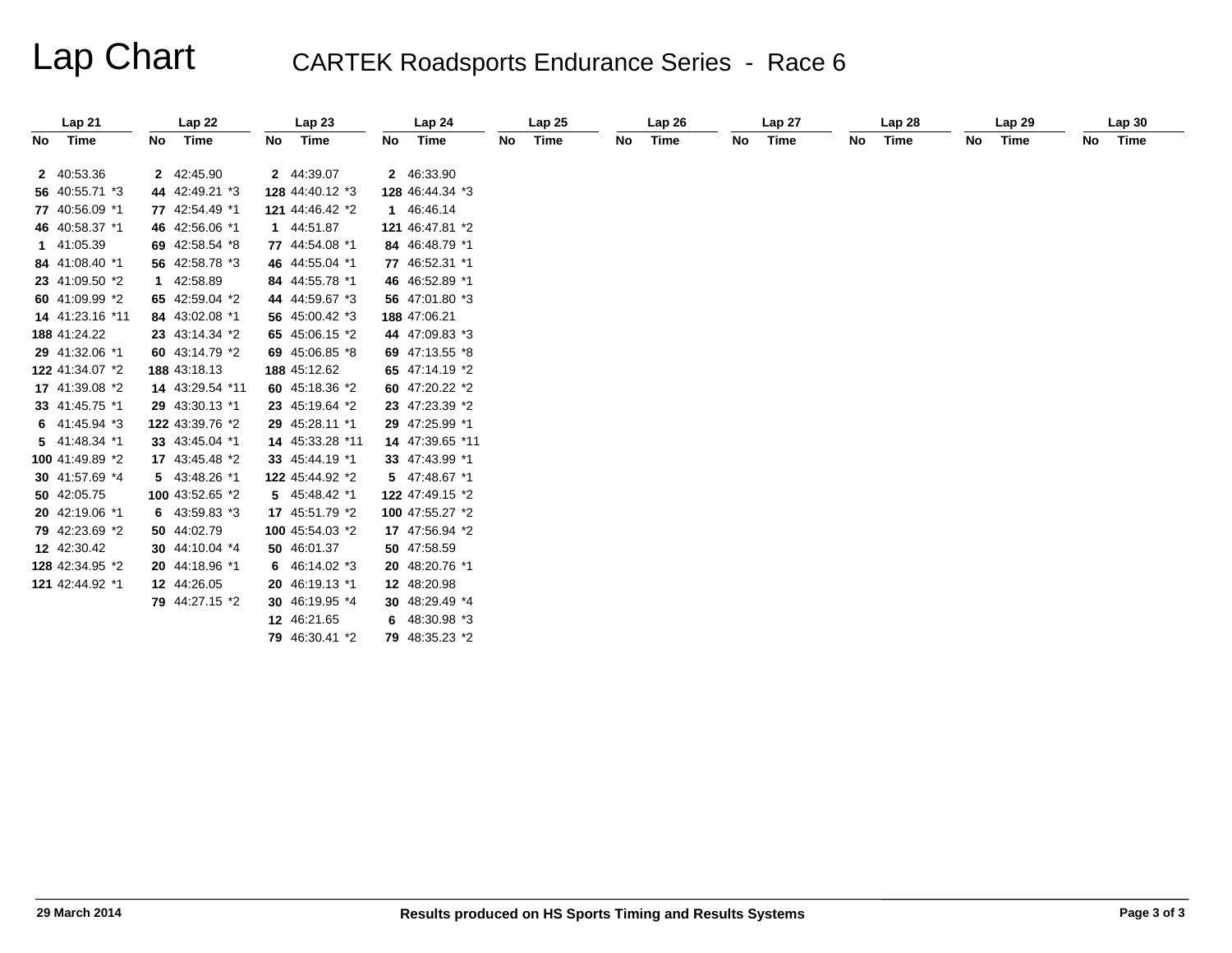# Lap Chart

## CARTEK Roadsports Endurance Series - Race 6

| Lap 21 | | Lap 22 | | Lap 23 | | Lap 24 | | Lap 25 | | Lap 26 | | Lap 27 | | Lap 28 | | Lap 29 | | Lap 30 | |
|---|---|---|---|---|---|---|---|---|---|---|---|---|---|---|---|---|---|---|---|
| No | Time | No | Time | No | Time | No | Time | No | Time | No | Time | No | Time | No | Time | No | Time | No | Time |
| 2 | 40:53.36 | 2 | 42:45.90 | 2 | 44:39.07 | 2 | 46:33.90 | | | | | | | | | | | | |
| 56 | 40:55.71 *3 | 44 | 42:49.21 *3 | 128 | 44:40.12 *3 | 128 | 46:44.34 *3 | | | | | | | | | | | | |
| 77 | 40:56.09 *1 | 77 | 42:54.49 *1 | 121 | 44:46.42 *2 | 1 | 46:46.14 | | | | | | | | | | | | |
| 46 | 40:58.37 *1 | 46 | 42:56.06 *1 | 1 | 44:51.87 | 121 | 46:47.81 *2 | | | | | | | | | | | | |
| 1 | 41:05.39 | 69 | 42:58.54 *8 | 77 | 44:54.08 *1 | 84 | 46:48.79 *1 | | | | | | | | | | | | |
| 84 | 41:08.40 *1 | 56 | 42:58.78 *3 | 46 | 44:55.04 *1 | 77 | 46:52.31 *1 | | | | | | | | | | | | |
| 23 | 41:09.50 *2 | 1 | 42:58.89 | 84 | 44:55.78 *1 | 46 | 46:52.89 *1 | | | | | | | | | | | | |
| 60 | 41:09.99 *2 | 65 | 42:59.04 *2 | 44 | 44:59.67 *3 | 56 | 47:01.80 *3 | | | | | | | | | | | | |
| 14 | 41:23.16 *11 | 84 | 43:02.08 *1 | 56 | 45:00.42 *3 | 188 | 47:06.21 | | | | | | | | | | | | |
| 188 | 41:24.22 | 23 | 43:14.34 *2 | 65 | 45:06.15 *2 | 44 | 47:09.83 *3 | | | | | | | | | | | | |
| 29 | 41:32.06 *1 | 60 | 43:14.79 *2 | 69 | 45:06.85 *8 | 69 | 47:13.55 *8 | | | | | | | | | | | | |
| 122 | 41:34.07 *2 | 188 | 43:18.13 | 188 | 45:12.62 | 65 | 47:14.19 *2 | | | | | | | | | | | | |
| 17 | 41:39.08 *2 | 14 | 43:29.54 *11 | 60 | 45:18.36 *2 | 60 | 47:20.22 *2 | | | | | | | | | | | | |
| 33 | 41:45.75 *1 | 29 | 43:30.13 *1 | 23 | 45:19.64 *2 | 23 | 47:23.39 *2 | | | | | | | | | | | | |
| 6 | 41:45.94 *3 | 122 | 43:39.76 *2 | 29 | 45:28.11 *1 | 29 | 47:25.99 *1 | | | | | | | | | | | | |
| 5 | 41:48.34 *1 | 33 | 43:45.04 *1 | 14 | 45:33.28 *11 | 14 | 47:39.65 *11 | | | | | | | | | | | | |
| 100 | 41:49.89 *2 | 17 | 43:45.48 *2 | 33 | 45:44.19 *1 | 33 | 47:43.99 *1 | | | | | | | | | | | | |
| 30 | 41:57.69 *4 | 5 | 43:48.26 *1 | 122 | 45:44.92 *2 | 5 | 47:48.67 *1 | | | | | | | | | | | | |
| 50 | 42:05.75 | 100 | 43:52.65 *2 | 5 | 45:48.42 *1 | 122 | 47:49.15 *2 | | | | | | | | | | | | |
| 20 | 42:19.06 *1 | 6 | 43:59.83 *3 | 17 | 45:51.79 *2 | 100 | 47:55.27 *2 | | | | | | | | | | | | |
| 79 | 42:23.69 *2 | 50 | 44:02.79 | 100 | 45:54.03 *2 | 17 | 47:56.94 *2 | | | | | | | | | | | | |
| 12 | 42:30.42 | 30 | 44:10.04 *4 | 50 | 46:01.37 | 50 | 47:58.59 | | | | | | | | | | | | |
| 128 | 42:34.95 *2 | 20 | 44:18.96 *1 | 6 | 46:14.02 *3 | 20 | 48:20.76 *1 | | | | | | | | | | | | |
| 121 | 42:44.92 *1 | 12 | 44:26.05 | 20 | 46:19.13 *1 | 12 | 48:20.98 | | | | | | | | | | | | |
| | | 79 | 44:27.15 *2 | 30 | 46:19.95 *4 | 30 | 48:29.49 *4 | | | | | | | | | | | | |
| | | | | 12 | 46:21.65 | 6 | 48:30.98 *3 | | | | | | | | | | | | |
| | | | | 79 | 46:30.41 *2 | 79 | 48:35.23 *2 | | | | | | | | | | | | |

29 March 2014

Results produced on HS Sports Timing and Results Systems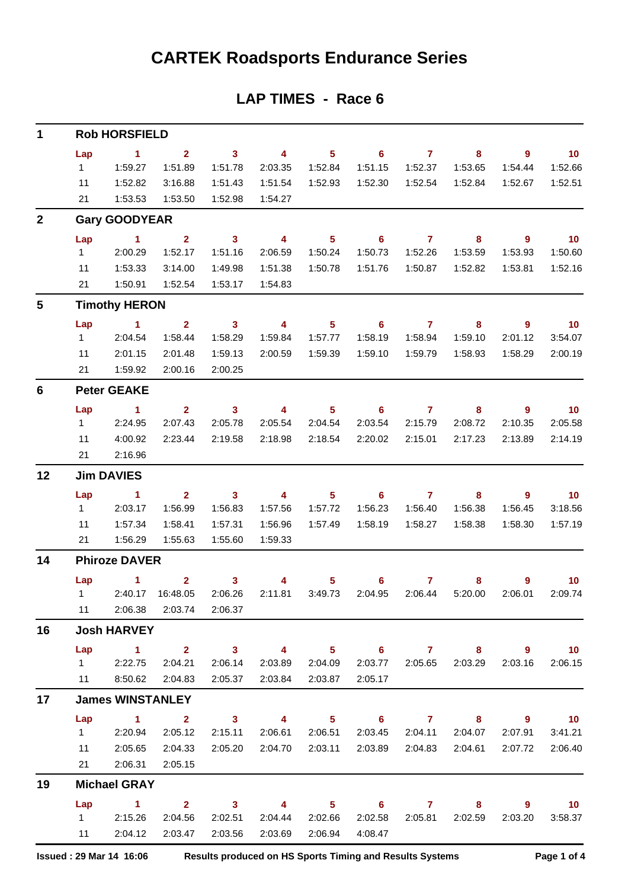# CARTEK Roadsports Endurance Series

## LAP TIMES - Race 6

### 1 Rob HORSFIELD

| Lap | 1 | 2 | 3 | 4 | 5 | 6 | 7 | 8 | 9 | 10 |
|---|---|---|---|---|---|---|---|---|---|---|
| 1 | 1:59.27 | 1:51.89 | 1:51.78 | 2:03.35 | 1:52.84 | 1:51.15 | 1:52.37 | 1:53.65 | 1:54.44 | 1:52.66 |
| 11 | 1:52.82 | 3:16.88 | 1:51.43 | 1:51.54 | 1:52.93 | 1:52.30 | 1:52.54 | 1:52.84 | 1:52.67 | 1:52.51 |
| 21 | 1:53.53 | 1:53.50 | 1:52.98 | 1:54.27 | | | | | | |

### 2 Gary GOODYEAR

| Lap | 1 | 2 | 3 | 4 | 5 | 6 | 7 | 8 | 9 | 10 |
|---|---|---|---|---|---|---|---|---|---|---|
| 1 | 2:00.29 | 1:52.17 | 1:51.16 | 2:06.59 | 1:50.24 | 1:50.73 | 1:52.26 | 1:53.59 | 1:53.93 | 1:50.60 |
| 11 | 1:53.33 | 3:14.00 | 1:49.98 | 1:51.38 | 1:50.78 | 1:51.76 | 1:50.87 | 1:52.82 | 1:53.81 | 1:52.16 |
| 21 | 1:50.91 | 1:52.54 | 1:53.17 | 1:54.83 | | | | | | |

### 5 Timothy HERON

| Lap | 1 | 2 | 3 | 4 | 5 | 6 | 7 | 8 | 9 | 10 |
|---|---|---|---|---|---|---|---|---|---|---|
| 1 | 2:04.54 | 1:58.44 | 1:58.29 | 1:59.84 | 1:57.77 | 1:58.19 | 1:58.94 | 1:59.10 | 2:01.12 | 3:54.07 |
| 11 | 2:01.15 | 2:01.48 | 1:59.13 | 2:00.59 | 1:59.39 | 1:59.10 | 1:59.79 | 1:58.93 | 1:58.29 | 2:00.19 |
| 21 | 1:59.92 | 2:00.16 | 2:00.25 | | | | | | | |

### 6 Peter GEAKE

| Lap | 1 | 2 | 3 | 4 | 5 | 6 | 7 | 8 | 9 | 10 |
|---|---|---|---|---|---|---|---|---|---|---|
| 1 | 2:24.95 | 2:07.43 | 2:05.78 | 2:05.54 | 2:04.54 | 2:03.54 | 2:15.79 | 2:08.72 | 2:10.35 | 2:05.58 |
| 11 | 4:00.92 | 2:23.44 | 2:19.58 | 2:18.98 | 2:18.54 | 2:20.02 | 2:15.01 | 2:17.23 | 2:13.89 | 2:14.19 |
| 21 | 2:16.96 | | | | | | | | | |

### 12 Jim DAVIES

| Lap | 1 | 2 | 3 | 4 | 5 | 6 | 7 | 8 | 9 | 10 |
|---|---|---|---|---|---|---|---|---|---|---|
| 1 | 2:03.17 | 1:56.99 | 1:56.83 | 1:57.56 | 1:57.72 | 1:56.23 | 1:56.40 | 1:56.38 | 1:56.45 | 3:18.56 |
| 11 | 1:57.34 | 1:58.41 | 1:57.31 | 1:56.96 | 1:57.49 | 1:58.19 | 1:58.27 | 1:58.38 | 1:58.30 | 1:57.19 |
| 21 | 1:56.29 | 1:55.63 | 1:55.60 | 1:59.33 | | | | | | |

### 14 Phiroze DAVER

| Lap | 1 | 2 | 3 | 4 | 5 | 6 | 7 | 8 | 9 | 10 |
|---|---|---|---|---|---|---|---|---|---|---|
| 1 | 2:40.17 | 16:48.05 | 2:06.26 | 2:11.81 | 3:49.73 | 2:04.95 | 2:06.44 | 5:20.00 | 2:06.01 | 2:09.74 |
| 11 | 2:06.38 | 2:03.74 | 2:06.37 | | | | | | | |

### 16 Josh HARVEY

| Lap | 1 | 2 | 3 | 4 | 5 | 6 | 7 | 8 | 9 | 10 |
|---|---|---|---|---|---|---|---|---|---|---|
| 1 | 2:22.75 | 2:04.21 | 2:06.14 | 2:03.89 | 2:04.09 | 2:03.77 | 2:05.65 | 2:03.29 | 2:03.16 | 2:06.15 |
| 11 | 8:50.62 | 2:04.83 | 2:05.37 | 2:03.84 | 2:03.87 | 2:05.17 | | | | |

### 17 James WINSTANLEY

| Lap | 1 | 2 | 3 | 4 | 5 | 6 | 7 | 8 | 9 | 10 |
|---|---|---|---|---|---|---|---|---|---|---|
| 1 | 2:20.94 | 2:05.12 | 2:15.11 | 2:06.61 | 2:06.51 | 2:03.45 | 2:04.11 | 2:04.07 | 2:07.91 | 3:41.21 |
| 11 | 2:05.65 | 2:04.33 | 2:05.20 | 2:04.70 | 2:03.11 | 2:03.89 | 2:04.83 | 2:04.61 | 2:07.72 | 2:06.40 |
| 21 | 2:06.31 | 2:05.15 | | | | | | | | |

### 19 Michael GRAY

| Lap | 1 | 2 | 3 | 4 | 5 | 6 | 7 | 8 | 9 | 10 |
|---|---|---|---|---|---|---|---|---|---|---|
| 1 | 2:15.26 | 2:04.56 | 2:02.51 | 2:04.44 | 2:02.66 | 2:02.58 | 2:05.81 | 2:02.59 | 2:03.20 | 3:58.37 |
| 11 | 2:04.12 | 2:03.47 | 2:03.56 | 2:03.69 | 2:06.94 | 4:08.47 | | | | |

Issued : 29 Mar 14 16:06 Results produced on HS Sports Timing and Results Systems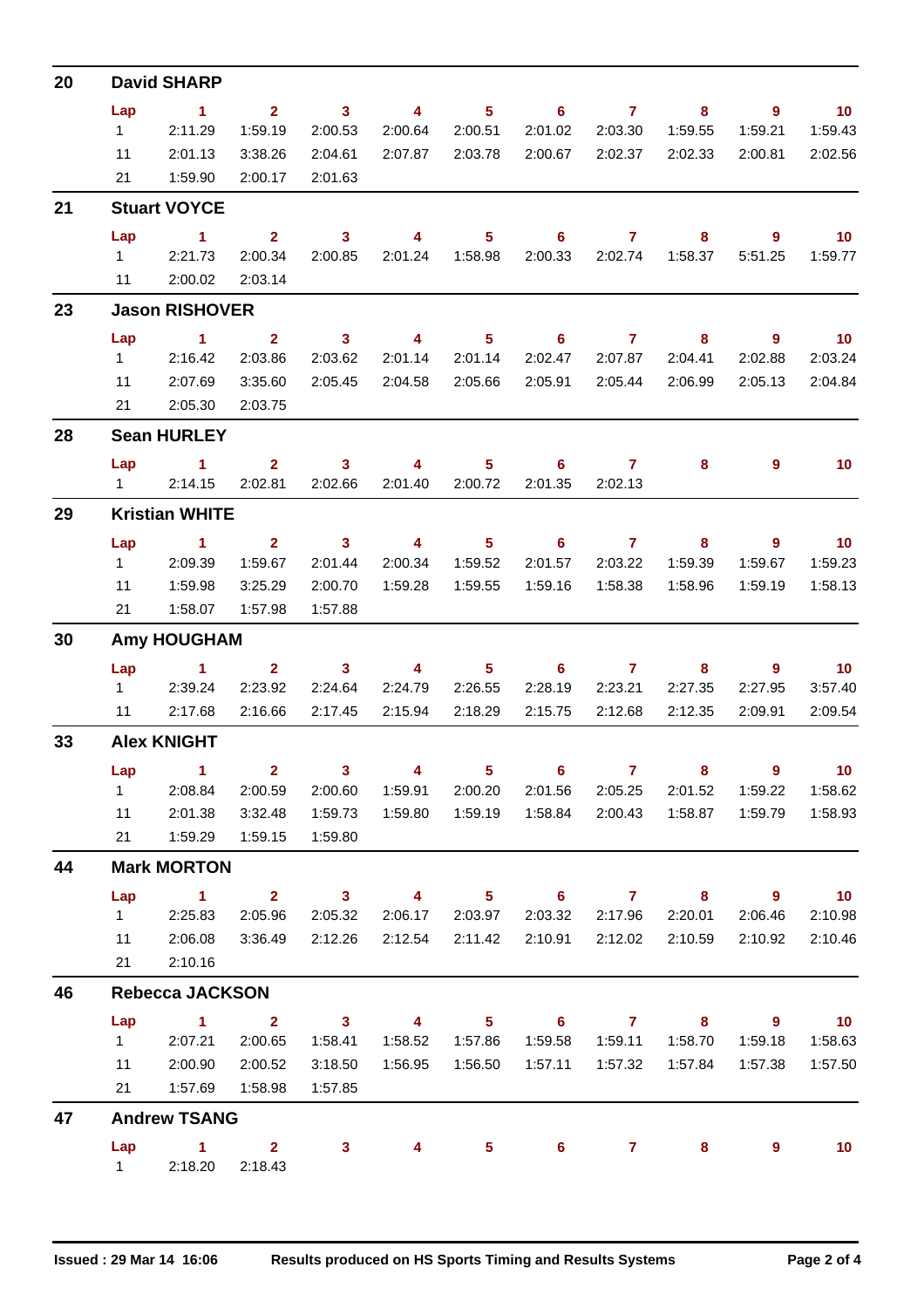## 20 David SHARP

| Lap | 1 | 2 | 3 | 4 | 5 | 6 | 7 | 8 | 9 | 10 |
|---|---|---|---|---|---|---|---|---|---|---|
| 1 | 2:11.29 | 1:59.19 | 2:00.53 | 2:00.64 | 2:00.51 | 2:01.02 | 2:03.30 | 1:59.55 | 1:59.21 | 1:59.43 |
| 11 | 2:01.13 | 3:38.26 | 2:04.61 | 2:07.87 | 2:03.78 | 2:00.67 | 2:02.37 | 2:02.33 | 2:00.81 | 2:02.56 |
| 21 | 1:59.90 | 2:00.17 | 2:01.63 | | | | | | | |

## 21 Stuart VOYCE

| Lap | 1 | 2 | 3 | 4 | 5 | 6 | 7 | 8 | 9 | 10 |
|---|---|---|---|---|---|---|---|---|---|---|
| 1 | 2:21.73 | 2:00.34 | 2:00.85 | 2:01.24 | 1:58.98 | 2:00.33 | 2:02.74 | 1:58.37 | 5:51.25 | 1:59.77 |
| 11 | 2:00.02 | 2:03.14 | | | | | | | | |

## 23 Jason RISHOVER

| Lap | 1 | 2 | 3 | 4 | 5 | 6 | 7 | 8 | 9 | 10 |
|---|---|---|---|---|---|---|---|---|---|---|
| 1 | 2:16.42 | 2:03.86 | 2:03.62 | 2:01.14 | 2:01.14 | 2:02.47 | 2:07.87 | 2:04.41 | 2:02.88 | 2:03.24 |
| 11 | 2:07.69 | 3:35.60 | 2:05.45 | 2:04.58 | 2:05.66 | 2:05.91 | 2:05.44 | 2:06.99 | 2:05.13 | 2:04.84 |
| 21 | 2:05.30 | 2:03.75 | | | | | | | | |

## 28 Sean HURLEY

| Lap | 1 | 2 | 3 | 4 | 5 | 6 | 7 | 8 | 9 | 10 |
|---|---|---|---|---|---|---|---|---|---|---|
| 1 | 2:14.15 | 2:02.81 | 2:02.66 | 2:01.40 | 2:00.72 | 2:01.35 | 2:02.13 | | | |

## 29 Kristian WHITE

| Lap | 1 | 2 | 3 | 4 | 5 | 6 | 7 | 8 | 9 | 10 |
|---|---|---|---|---|---|---|---|---|---|---|
| 1 | 2:09.39 | 1:59.67 | 2:01.44 | 2:00.34 | 1:59.52 | 2:01.57 | 2:03.22 | 1:59.39 | 1:59.67 | 1:59.23 |
| 11 | 1:59.98 | 3:25.29 | 2:00.70 | 1:59.28 | 1:59.55 | 1:59.16 | 1:58.38 | 1:58.96 | 1:59.19 | 1:58.13 |
| 21 | 1:58.07 | 1:57.98 | 1:57.88 | | | | | | | |

## 30 Amy HOUGHAM

| Lap | 1 | 2 | 3 | 4 | 5 | 6 | 7 | 8 | 9 | 10 |
|---|---|---|---|---|---|---|---|---|---|---|
| 1 | 2:39.24 | 2:23.92 | 2:24.64 | 2:24.79 | 2:26.55 | 2:28.19 | 2:23.21 | 2:27.35 | 2:27.95 | 3:57.40 |
| 11 | 2:17.68 | 2:16.66 | 2:17.45 | 2:15.94 | 2:18.29 | 2:15.75 | 2:12.68 | 2:12.35 | 2:09.91 | 2:09.54 |

## 33 Alex KNIGHT

| Lap | 1 | 2 | 3 | 4 | 5 | 6 | 7 | 8 | 9 | 10 |
|---|---|---|---|---|---|---|---|---|---|---|
| 1 | 2:08.84 | 2:00.59 | 2:00.60 | 1:59.91 | 2:00.20 | 2:01.56 | 2:05.25 | 2:01.52 | 1:59.22 | 1:58.62 |
| 11 | 2:01.38 | 3:32.48 | 1:59.73 | 1:59.80 | 1:59.19 | 1:58.84 | 2:00.43 | 1:58.87 | 1:59.79 | 1:58.93 |
| 21 | 1:59.29 | 1:59.15 | 1:59.80 | | | | | | | |

## 44 Mark MORTON

| Lap | 1 | 2 | 3 | 4 | 5 | 6 | 7 | 8 | 9 | 10 |
|---|---|---|---|---|---|---|---|---|---|---|
| 1 | 2:25.83 | 2:05.96 | 2:05.32 | 2:06.17 | 2:03.97 | 2:03.32 | 2:17.96 | 2:20.01 | 2:06.46 | 2:10.98 |
| 11 | 2:06.08 | 3:36.49 | 2:12.26 | 2:12.54 | 2:11.42 | 2:10.91 | 2:12.02 | 2:10.59 | 2:10.92 | 2:10.46 |
| 21 | 2:10.16 | | | | | | | | | |

## 46 Rebecca JACKSON

| Lap | 1 | 2 | 3 | 4 | 5 | 6 | 7 | 8 | 9 | 10 |
|---|---|---|---|---|---|---|---|---|---|---|
| 1 | 2:07.21 | 2:00.65 | 1:58.41 | 1:58.52 | 1:57.86 | 1:59.58 | 1:59.11 | 1:58.70 | 1:59.18 | 1:58.63 |
| 11 | 2:00.90 | 2:00.52 | 3:18.50 | 1:56.95 | 1:56.50 | 1:57.11 | 1:57.32 | 1:57.84 | 1:57.38 | 1:57.50 |
| 21 | 1:57.69 | 1:58.98 | 1:57.85 | | | | | | | |

## 47 Andrew TSANG

| Lap | 1 | 2 | 3 | 4 | 5 | 6 | 7 | 8 | 9 | 10 |
|---|---|---|---|---|---|---|---|---|---|---|
| 1 | 2:18.20 | 2:18.43 | | | | | | | | |

Issued : 29 Mar 14 16:06 — Results produced on HS Sports Timing and Results Systems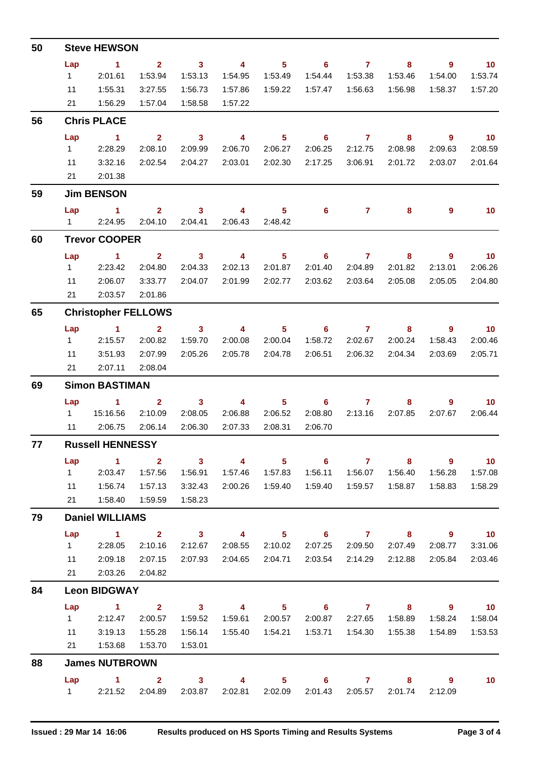## 50 Steve HEWSON

| Lap | 1 | 2 | 3 | 4 | 5 | 6 | 7 | 8 | 9 | 10 |
|---|---|---|---|---|---|---|---|---|---|---|
| 1 | 2:01.61 | 1:53.94 | 1:53.13 | 1:54.95 | 1:53.49 | 1:54.44 | 1:53.38 | 1:53.46 | 1:54.00 | 1:53.74 |
| 11 | 1:55.31 | 3:27.55 | 1:56.73 | 1:57.86 | 1:59.22 | 1:57.47 | 1:56.63 | 1:56.98 | 1:58.37 | 1:57.20 |
| 21 | 1:56.29 | 1:57.04 | 1:58.58 | 1:57.22 | | | | | | |

## 56 Chris PLACE

| Lap | 1 | 2 | 3 | 4 | 5 | 6 | 7 | 8 | 9 | 10 |
|---|---|---|---|---|---|---|---|---|---|---|
| 1 | 2:28.29 | 2:08.10 | 2:09.99 | 2:06.70 | 2:06.27 | 2:06.25 | 2:12.75 | 2:08.98 | 2:09.63 | 2:08.59 |
| 11 | 3:32.16 | 2:02.54 | 2:04.27 | 2:03.01 | 2:02.30 | 2:17.25 | 3:06.91 | 2:01.72 | 2:03.07 | 2:01.64 |
| 21 | 2:01.38 | | | | | | | | | |

## 59 Jim BENSON

| Lap | 1 | 2 | 3 | 4 | 5 | 6 | 7 | 8 | 9 | 10 |
|---|---|---|---|---|---|---|---|---|---|---|
| 1 | 2:24.95 | 2:04.10 | 2:04.41 | 2:06.43 | 2:48.42 | | | | | |

## 60 Trevor COOPER

| Lap | 1 | 2 | 3 | 4 | 5 | 6 | 7 | 8 | 9 | 10 |
|---|---|---|---|---|---|---|---|---|---|---|
| 1 | 2:23.42 | 2:04.80 | 2:04.33 | 2:02.13 | 2:01.87 | 2:01.40 | 2:04.89 | 2:01.82 | 2:13.01 | 2:06.26 |
| 11 | 2:06.07 | 3:33.77 | 2:04.07 | 2:01.99 | 2:02.77 | 2:03.62 | 2:03.64 | 2:05.08 | 2:05.05 | 2:04.80 |
| 21 | 2:03.57 | 2:01.86 | | | | | | | | |

## 65 Christopher FELLOWS

| Lap | 1 | 2 | 3 | 4 | 5 | 6 | 7 | 8 | 9 | 10 |
|---|---|---|---|---|---|---|---|---|---|---|
| 1 | 2:15.57 | 2:00.82 | 1:59.70 | 2:00.08 | 2:00.04 | 1:58.72 | 2:02.67 | 2:00.24 | 1:58.43 | 2:00.46 |
| 11 | 3:51.93 | 2:07.99 | 2:05.26 | 2:05.78 | 2:04.78 | 2:06.51 | 2:06.32 | 2:04.34 | 2:03.69 | 2:05.71 |
| 21 | 2:07.11 | 2:08.04 | | | | | | | | |

## 69 Simon BASTIMAN

| Lap | 1 | 2 | 3 | 4 | 5 | 6 | 7 | 8 | 9 | 10 |
|---|---|---|---|---|---|---|---|---|---|---|
| 1 | 15:16.56 | 2:10.09 | 2:08.05 | 2:06.88 | 2:06.52 | 2:08.80 | 2:13.16 | 2:07.85 | 2:07.67 | 2:06.44 |
| 11 | 2:06.75 | 2:06.14 | 2:06.30 | 2:07.33 | 2:08.31 | 2:06.70 | | | | |

## 77 Russell HENNESSY

| Lap | 1 | 2 | 3 | 4 | 5 | 6 | 7 | 8 | 9 | 10 |
|---|---|---|---|---|---|---|---|---|---|---|
| 1 | 2:03.47 | 1:57.56 | 1:56.91 | 1:57.46 | 1:57.83 | 1:56.11 | 1:56.07 | 1:56.40 | 1:56.28 | 1:57.08 |
| 11 | 1:56.74 | 1:57.13 | 3:32.43 | 2:00.26 | 1:59.40 | 1:59.40 | 1:59.57 | 1:58.87 | 1:58.83 | 1:58.29 |
| 21 | 1:58.40 | 1:59.59 | 1:58.23 | | | | | | | |

## 79 Daniel WILLIAMS

| Lap | 1 | 2 | 3 | 4 | 5 | 6 | 7 | 8 | 9 | 10 |
|---|---|---|---|---|---|---|---|---|---|---|
| 1 | 2:28.05 | 2:10.16 | 2:12.67 | 2:08.55 | 2:10.02 | 2:07.25 | 2:09.50 | 2:07.49 | 2:08.77 | 3:31.06 |
| 11 | 2:09.18 | 2:07.15 | 2:07.93 | 2:04.65 | 2:04.71 | 2:03.54 | 2:14.29 | 2:12.88 | 2:05.84 | 2:03.46 |
| 21 | 2:03.26 | 2:04.82 | | | | | | | | |

## 84 Leon BIDGWAY

| Lap | 1 | 2 | 3 | 4 | 5 | 6 | 7 | 8 | 9 | 10 |
|---|---|---|---|---|---|---|---|---|---|---|
| 1 | 2:12.47 | 2:00.57 | 1:59.52 | 1:59.61 | 2:00.57 | 2:00.87 | 2:27.65 | 1:58.89 | 1:58.24 | 1:58.04 |
| 11 | 3:19.13 | 1:55.28 | 1:56.14 | 1:55.40 | 1:54.21 | 1:53.71 | 1:54.30 | 1:55.38 | 1:54.89 | 1:53.53 |
| 21 | 1:53.68 | 1:53.70 | 1:53.01 | | | | | | | |

## 88 James NUTBROWN

| Lap | 1 | 2 | 3 | 4 | 5 | 6 | 7 | 8 | 9 | 10 |
|---|---|---|---|---|---|---|---|---|---|---|
| 1 | 2:21.52 | 2:04.89 | 2:03.87 | 2:02.81 | 2:02.09 | 2:01.43 | 2:05.57 | 2:01.74 | 2:12.09 | |

Issued : 29 Mar 14 16:06 Results produced on HS Sports Timing and Results Systems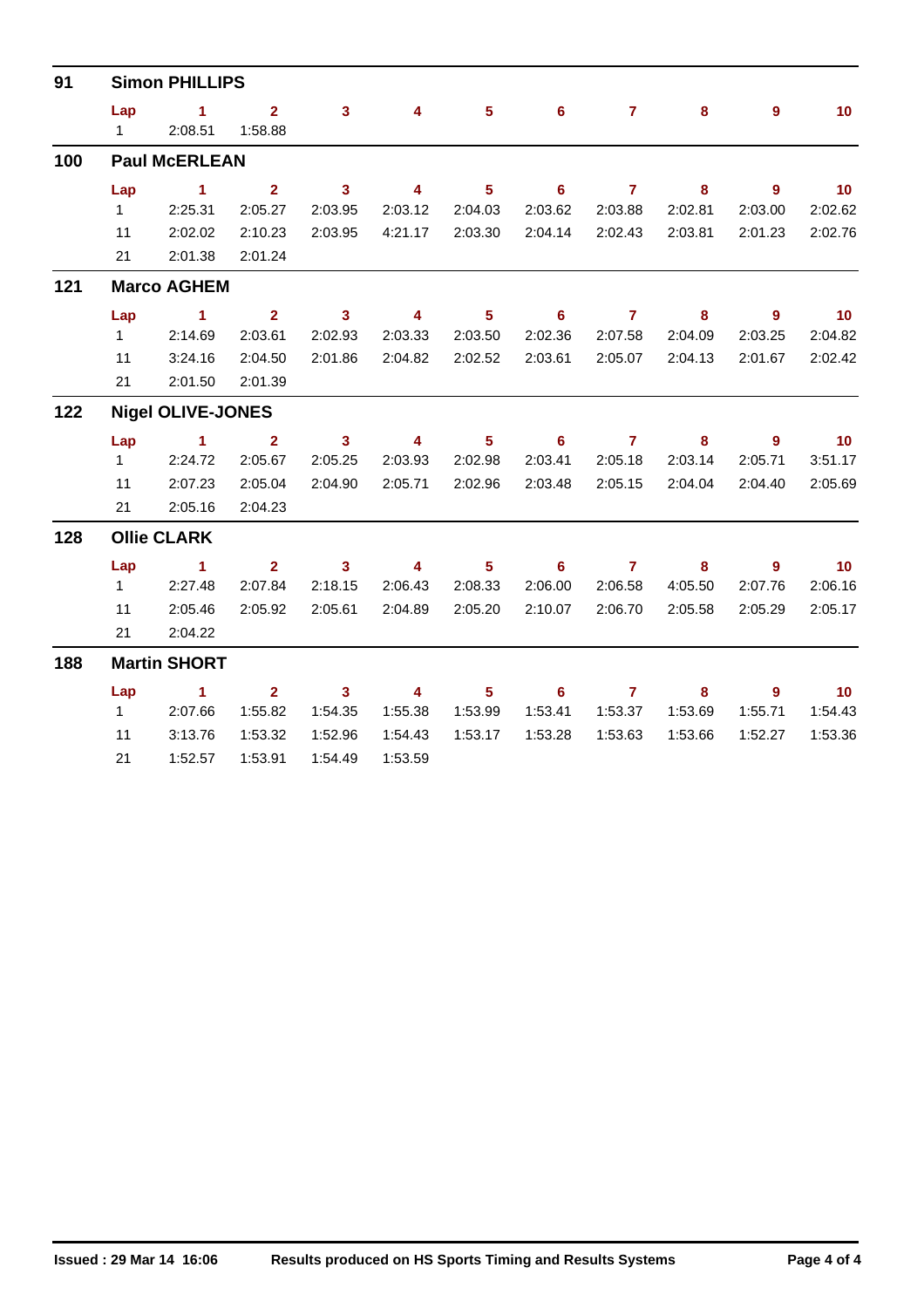## 91 Simon PHILLIPS

| Lap | 1 | 2 | 3 | 4 | 5 | 6 | 7 | 8 | 9 | 10 |
|---|---|---|---|---|---|---|---|---|---|---|
| 1 | 2:08.51 | 1:58.88 | | | | | | | | |

## 100 Paul McERLEAN

| Lap | 1 | 2 | 3 | 4 | 5 | 6 | 7 | 8 | 9 | 10 |
|---|---|---|---|---|---|---|---|---|---|---|
| 1 | 2:25.31 | 2:05.27 | 2:03.95 | 2:03.12 | 2:04.03 | 2:03.62 | 2:03.88 | 2:02.81 | 2:03.00 | 2:02.62 |
| 11 | 2:02.02 | 2:10.23 | 2:03.95 | 4:21.17 | 2:03.30 | 2:04.14 | 2:02.43 | 2:03.81 | 2:01.23 | 2:02.76 |
| 21 | 2:01.38 | 2:01.24 | | | | | | | | |

## 121 Marco AGHEM

| Lap | 1 | 2 | 3 | 4 | 5 | 6 | 7 | 8 | 9 | 10 |
|---|---|---|---|---|---|---|---|---|---|---|
| 1 | 2:14.69 | 2:03.61 | 2:02.93 | 2:03.33 | 2:03.50 | 2:02.36 | 2:07.58 | 2:04.09 | 2:03.25 | 2:04.82 |
| 11 | 3:24.16 | 2:04.50 | 2:01.86 | 2:04.82 | 2:02.52 | 2:03.61 | 2:05.07 | 2:04.13 | 2:01.67 | 2:02.42 |
| 21 | 2:01.50 | 2:01.39 | | | | | | | | |

## 122 Nigel OLIVE-JONES

| Lap | 1 | 2 | 3 | 4 | 5 | 6 | 7 | 8 | 9 | 10 |
|---|---|---|---|---|---|---|---|---|---|---|
| 1 | 2:24.72 | 2:05.67 | 2:05.25 | 2:03.93 | 2:02.98 | 2:03.41 | 2:05.18 | 2:03.14 | 2:05.71 | 3:51.17 |
| 11 | 2:07.23 | 2:05.04 | 2:04.90 | 2:05.71 | 2:02.96 | 2:03.48 | 2:05.15 | 2:04.04 | 2:04.40 | 2:05.69 |
| 21 | 2:05.16 | 2:04.23 | | | | | | | | |

## 128 Ollie CLARK

| Lap | 1 | 2 | 3 | 4 | 5 | 6 | 7 | 8 | 9 | 10 |
|---|---|---|---|---|---|---|---|---|---|---|
| 1 | 2:27.48 | 2:07.84 | 2:18.15 | 2:06.43 | 2:08.33 | 2:06.00 | 2:06.58 | 4:05.50 | 2:07.76 | 2:06.16 |
| 11 | 2:05.46 | 2:05.92 | 2:05.61 | 2:04.89 | 2:05.20 | 2:10.07 | 2:06.70 | 2:05.58 | 2:05.29 | 2:05.17 |
| 21 | 2:04.22 | | | | | | | | | |

## 188 Martin SHORT

| Lap | 1 | 2 | 3 | 4 | 5 | 6 | 7 | 8 | 9 | 10 |
|---|---|---|---|---|---|---|---|---|---|---|
| 1 | 2:07.66 | 1:55.82 | 1:54.35 | 1:55.38 | 1:53.99 | 1:53.41 | 1:53.37 | 1:53.69 | 1:55.71 | 1:54.43 |
| 11 | 3:13.76 | 1:53.32 | 1:52.96 | 1:54.43 | 1:53.17 | 1:53.28 | 1:53.63 | 1:53.66 | 1:52.27 | 1:53.36 |
| 21 | 1:52.57 | 1:53.91 | 1:54.49 | 1:53.59 | | | | | | |

**Issued : 29 Mar 14 16:06** **Results produced on HS Sports Timing and Results Systems**